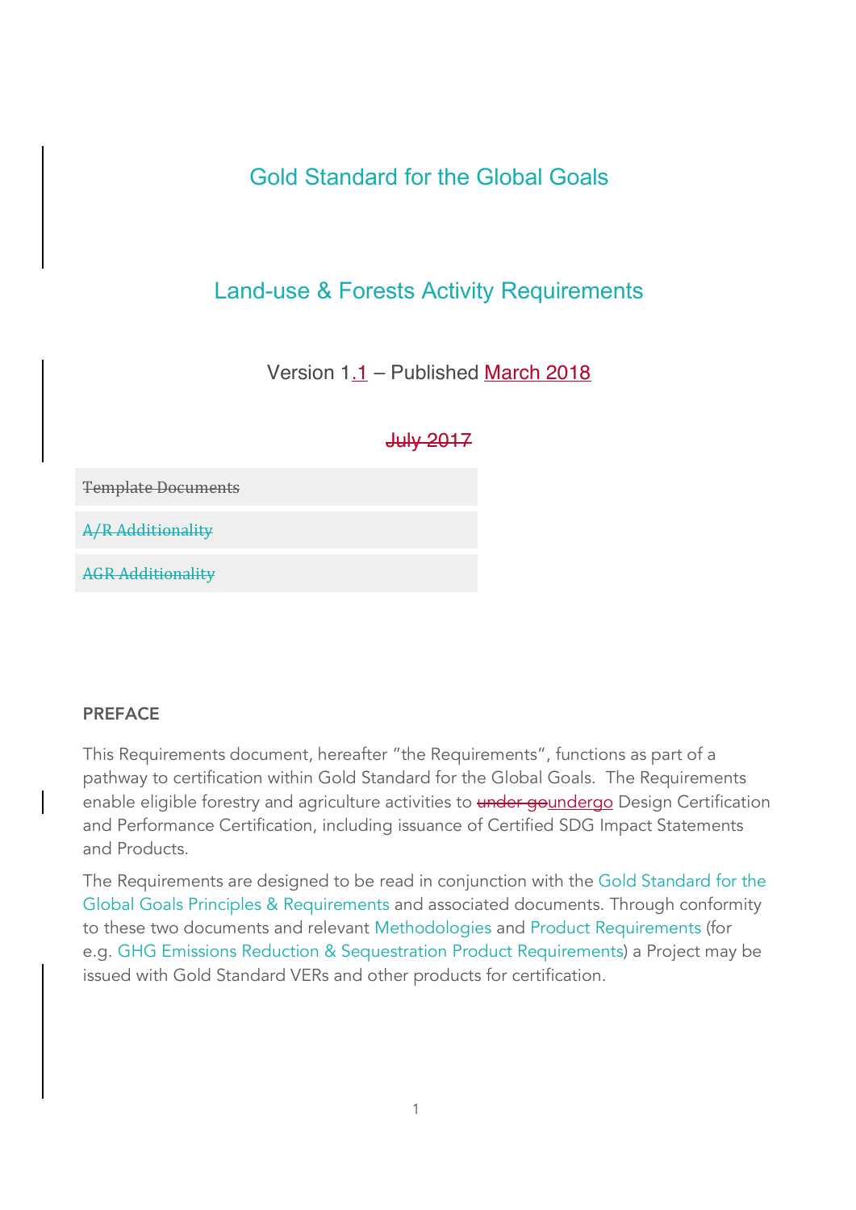# Gold Standard for the Global Goals

## Land-use & Forests Activity Requirements

Version 1.1 – Published March 2018

~~July 2017~~

~~Template Documents~~

~~A/R Additionality~~

~~AGR Additionality~~

**PREFACE**

This Requirements document, hereafter "the Requirements", functions as part of a pathway to certification within Gold Standard for the Global Goals. The Requirements enable eligible forestry and agriculture activities to ~~under go~~undergo Design Certification and Performance Certification, including issuance of Certified SDG Impact Statements and Products.

The Requirements are designed to be read in conjunction with the Gold Standard for the Global Goals Principles & Requirements and associated documents. Through conformity to these two documents and relevant Methodologies and Product Requirements (for e.g. GHG Emissions Reduction & Sequestration Product Requirements) a Project may be issued with Gold Standard VERs and other products for certification.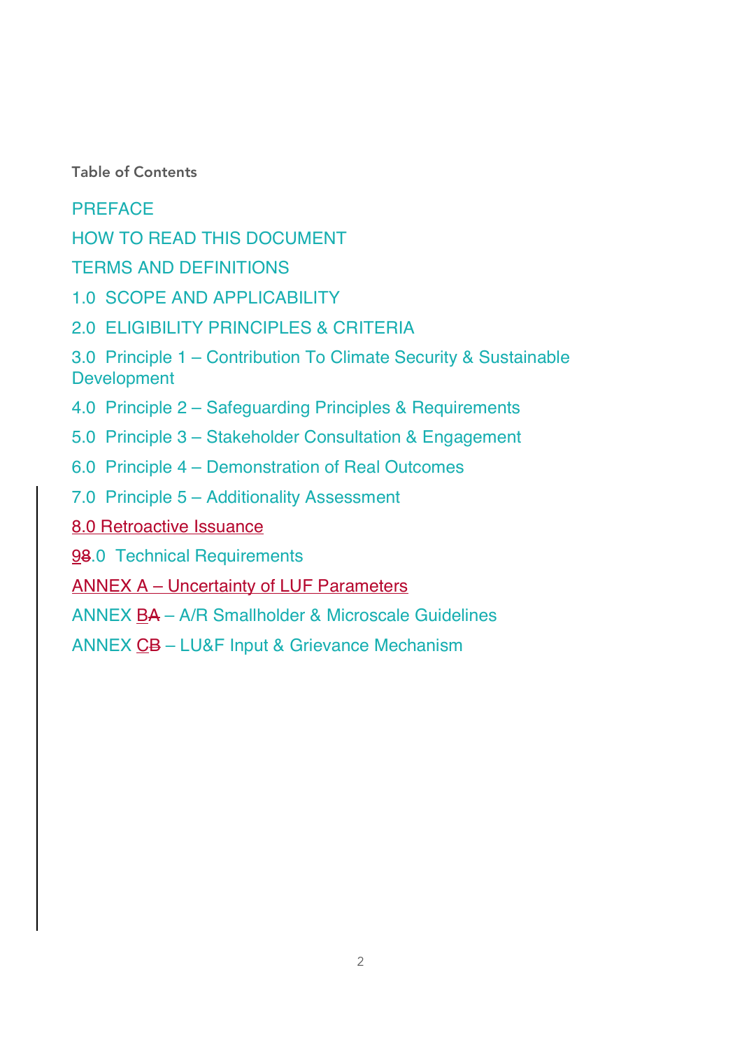Table of Contents

PREFACE

HOW TO READ THIS DOCUMENT

TERMS AND DEFINITIONS

1.0 SCOPE AND APPLICABILITY

2.0 ELIGIBILITY PRINCIPLES & CRITERIA

3.0 Principle 1 – Contribution To Climate Security & Sustainable Development

4.0 Principle 2 – Safeguarding Principles & Requirements

5.0 Principle 3 – Stakeholder Consultation & Engagement

6.0 Principle 4 – Demonstration of Real Outcomes

7.0 Principle 5 – Additionality Assessment

8.0 Retroactive Issuance

98.0 Technical Requirements

ANNEX A – Uncertainty of LUF Parameters

ANNEX BA – A/R Smallholder & Microscale Guidelines

ANNEX CB – LU&F Input & Grievance Mechanism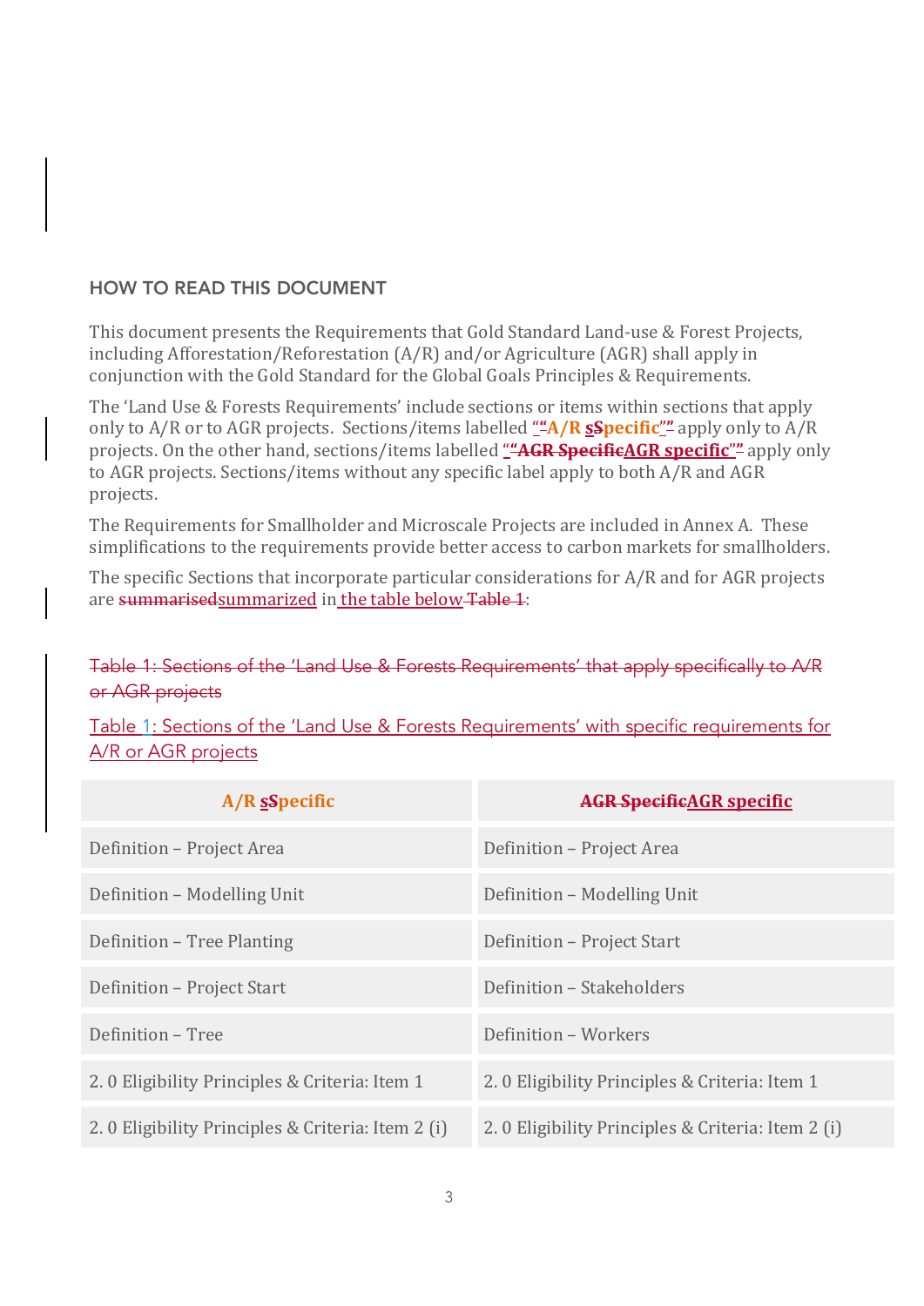## HOW TO READ THIS DOCUMENT

This document presents the Requirements that Gold Standard Land-use & Forest Projects, including Afforestation/Reforestation (A/R) and/or Agriculture (AGR) shall apply in conjunction with the Gold Standard for the Global Goals Principles & Requirements.

The 'Land Use & Forests Requirements' include sections or items within sections that apply only to A/R or to AGR projects. Sections/items labelled "~~"~~**A/R s~~S~~pecific**"~~"~~ apply only to A/R projects. On the other hand, sections/items labelled "~~"**AGR Specific**~~**AGR specific**"~~"~~ apply only to AGR projects. Sections/items without any specific label apply to both A/R and AGR projects.

The Requirements for Smallholder and Microscale Projects are included in Annex A. These simplifications to the requirements provide better access to carbon markets for smallholders.

The specific Sections that incorporate particular considerations for A/R and for AGR projects are ~~summarised~~summarized in the table below ~~Table 1~~:

~~Table 1: Sections of the 'Land Use & Forests Requirements' that apply specifically to A/R or AGR projects~~

Table 1: Sections of the 'Land Use & Forests Requirements' with specific requirements for A/R or AGR projects

| **A/R s~~S~~pecific** | ~~**AGR Specific**~~**AGR specific** |
|---|---|
| Definition – Project Area | Definition – Project Area |
| Definition – Modelling Unit | Definition – Modelling Unit |
| Definition – Tree Planting | Definition – Project Start |
| Definition – Project Start | Definition – Stakeholders |
| Definition – Tree | Definition – Workers |
| 2. 0 Eligibility Principles & Criteria: Item 1 | 2. 0 Eligibility Principles & Criteria: Item 1 |
| 2. 0 Eligibility Principles & Criteria: Item 2 (i) | 2. 0 Eligibility Principles & Criteria: Item 2 (i) |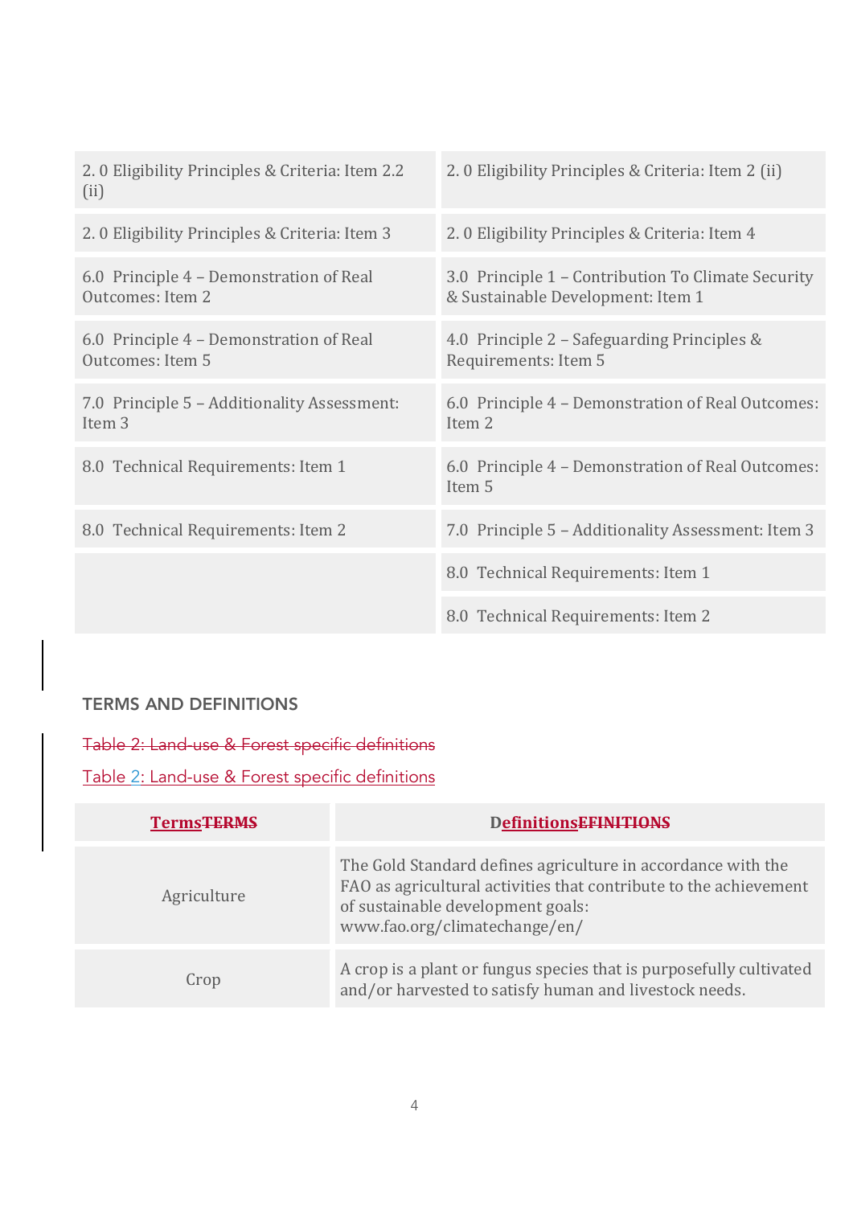| | |
|---|---|
| 2. 0 Eligibility Principles & Criteria: Item 2.2 (ii) | 2. 0 Eligibility Principles & Criteria: Item 2 (ii) |
| 2. 0 Eligibility Principles & Criteria: Item 3 | 2. 0 Eligibility Principles & Criteria: Item 4 |
| 6.0 Principle 4 – Demonstration of Real Outcomes: Item 2 | 3.0 Principle 1 – Contribution To Climate Security & Sustainable Development: Item 1 |
| 6.0 Principle 4 – Demonstration of Real Outcomes: Item 5 | 4.0 Principle 2 – Safeguarding Principles & Requirements: Item 5 |
| 7.0 Principle 5 – Additionality Assessment: Item 3 | 6.0 Principle 4 – Demonstration of Real Outcomes: Item 2 |
| 8.0 Technical Requirements: Item 1 | 6.0 Principle 4 – Demonstration of Real Outcomes: Item 5 |
| 8.0 Technical Requirements: Item 2 | 7.0 Principle 5 – Additionality Assessment: Item 3 |
| | 8.0 Technical Requirements: Item 1 |
| | 8.0 Technical Requirements: Item 2 |

## TERMS AND DEFINITIONS

~~Table 2: Land-use & Forest specific definitions~~

Table 2: Land-use & Forest specific definitions

| TermsTERMS | DefinitionsEFINITIONS |
|---|---|
| Agriculture | The Gold Standard defines agriculture in accordance with the FAO as agricultural activities that contribute to the achievement of sustainable development goals: www.fao.org/climatechange/en/ |
| Crop | A crop is a plant or fungus species that is purposefully cultivated and/or harvested to satisfy human and livestock needs. |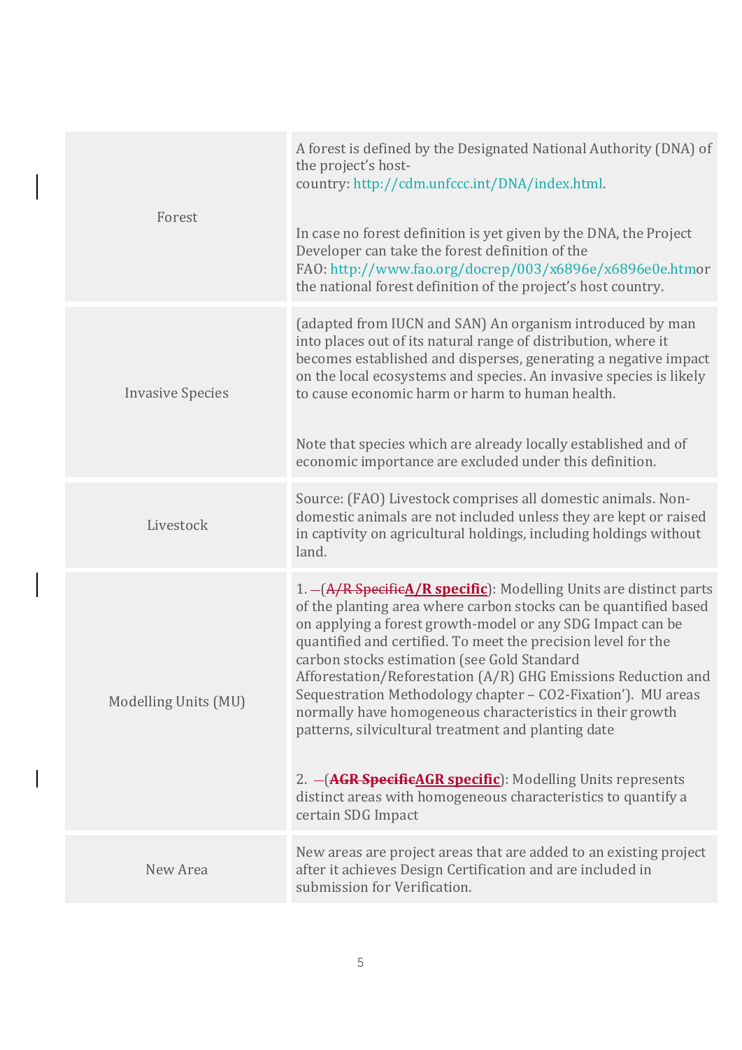| | |
|---|---|
| Forest | A forest is defined by the Designated National Authority (DNA) of the project's host-country: http://cdm.unfccc.int/DNA/index.html.<br><br>In case no forest definition is yet given by the DNA, the Project Developer can take the forest definition of the FAO: http://www.fao.org/docrep/003/x6896e/x6896e0e.htmor the national forest definition of the project's host country. |
| Invasive Species | (adapted from IUCN and SAN) An organism introduced by man into places out of its natural range of distribution, where it becomes established and disperses, generating a negative impact on the local ecosystems and species. An invasive species is likely to cause economic harm or harm to human health.<br><br>Note that species which are already locally established and of economic importance are excluded under this definition. |
| Livestock | Source: (FAO) Livestock comprises all domestic animals. Non-domestic animals are not included unless they are kept or raised in captivity on agricultural holdings, including holdings without land. |
| Modelling Units (MU) | 1. –(~~A/R Specific~~**A/R specific**): Modelling Units are distinct parts of the planting area where carbon stocks can be quantified based on applying a forest growth-model or any SDG Impact can be quantified and certified. To meet the precision level for the carbon stocks estimation (see Gold Standard Afforestation/Reforestation (A/R) GHG Emissions Reduction and Sequestration Methodology chapter – CO2-Fixation'). MU areas normally have homogeneous characteristics in their growth patterns, silvicultural treatment and planting date<br><br>2. –(~~**AGR Specific**~~**AGR specific**): Modelling Units represents distinct areas with homogeneous characteristics to quantify a certain SDG Impact |
| New Area | New areas are project areas that are added to an existing project after it achieves Design Certification and are included in submission for Verification. |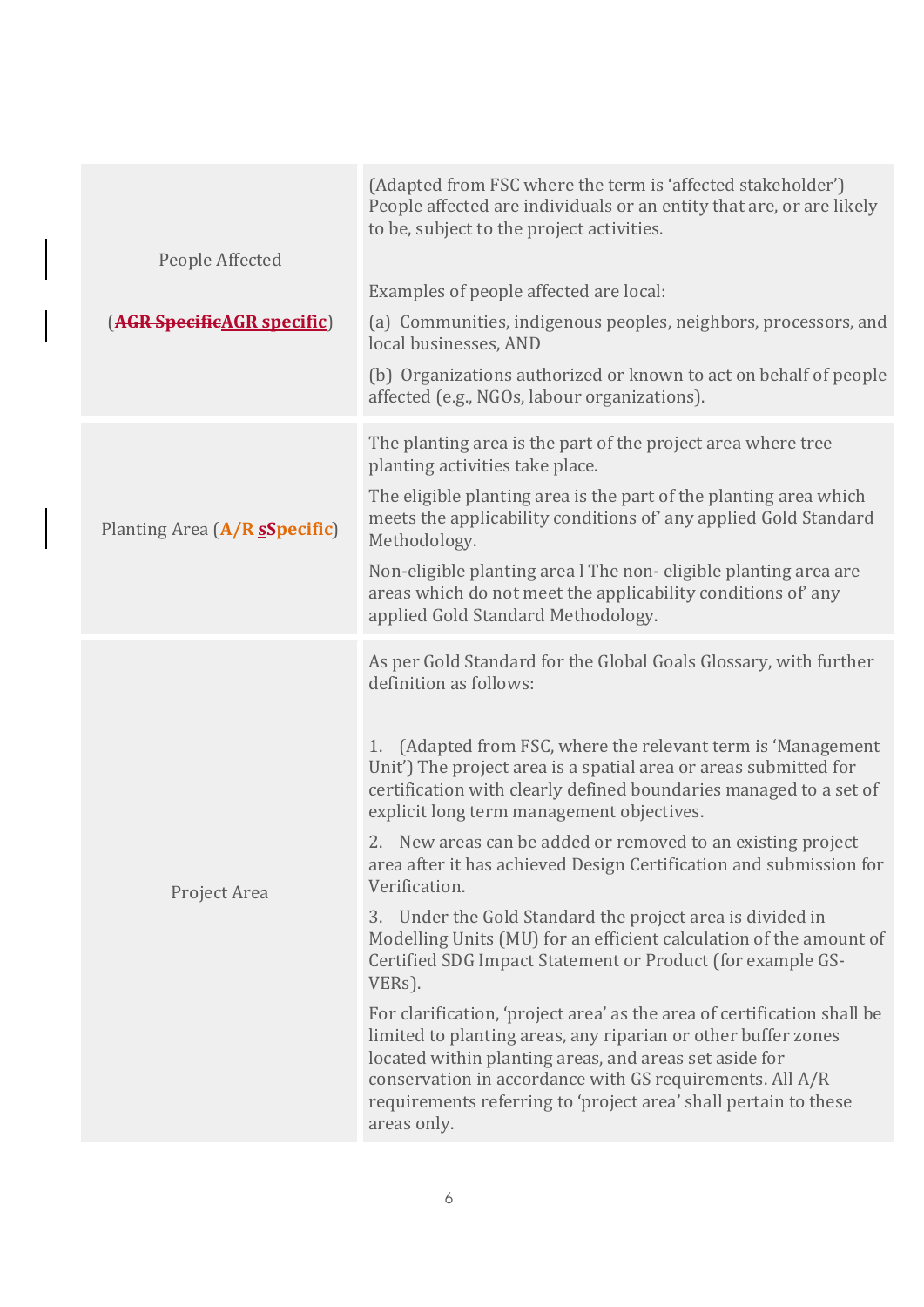| | |
|---|---|
| People Affected<br><br>(~~AGR Specific~~AGR specific) | (Adapted from FSC where the term is 'affected stakeholder') People affected are individuals or an entity that are, or are likely to be, subject to the project activities.<br><br>Examples of people affected are local:<br><br>(a) Communities, indigenous peoples, neighbors, processors, and local businesses, AND<br><br>(b) Organizations authorized or known to act on behalf of people affected (e.g., NGOs, labour organizations). |
| Planting Area (**A/R s~~S~~pecific**) | The planting area is the part of the project area where tree planting activities take place.<br><br>The eligible planting area is the part of the planting area which meets the applicability conditions of' any applied Gold Standard Methodology.<br><br>Non-eligible planting area l The non- eligible planting area are areas which do not meet the applicability conditions of' any applied Gold Standard Methodology. |
| Project Area | As per Gold Standard for the Global Goals Glossary, with further definition as follows:<br><br>1. (Adapted from FSC, where the relevant term is 'Management Unit') The project area is a spatial area or areas submitted for certification with clearly defined boundaries managed to a set of explicit long term management objectives.<br><br>2. New areas can be added or removed to an existing project area after it has achieved Design Certification and submission for Verification.<br><br>3. Under the Gold Standard the project area is divided in Modelling Units (MU) for an efficient calculation of the amount of Certified SDG Impact Statement or Product (for example GS-VERs).<br><br>For clarification, 'project area' as the area of certification shall be limited to planting areas, any riparian or other buffer zones located within planting areas, and areas set aside for conservation in accordance with GS requirements. All A/R requirements referring to 'project area' shall pertain to these areas only. |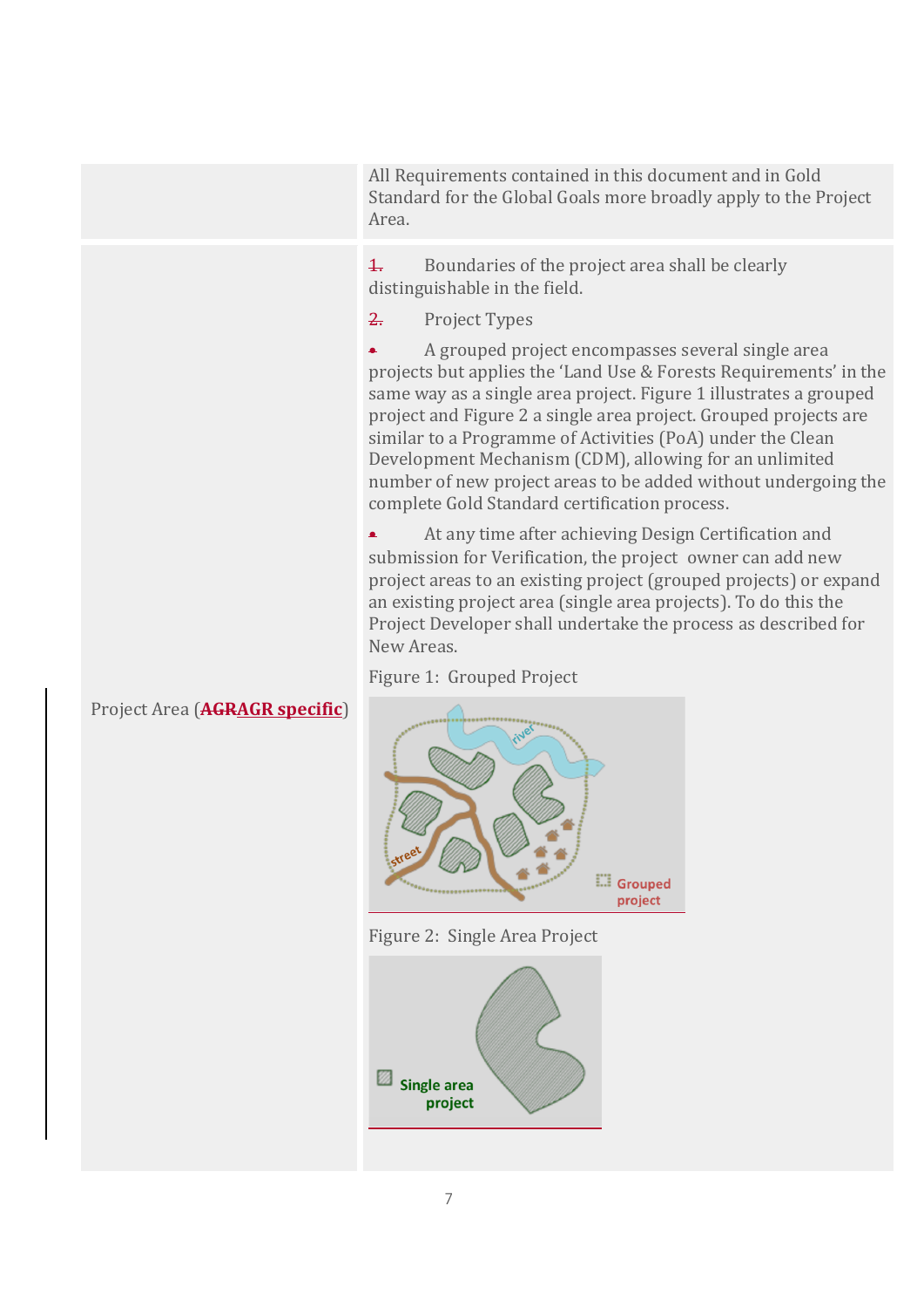| | |
|---|---|
| | All Requirements contained in this document and in Gold Standard for the Global Goals more broadly apply to the Project Area. |
| Project Area (~~AGR~~AGR specific) | 1. Boundaries of the project area shall be clearly distinguishable in the field.<br><br>2. Project Types<br><br>• A grouped project encompasses several single area projects but applies the 'Land Use & Forests Requirements' in the same way as a single area project. Figure 1 illustrates a grouped project and Figure 2 a single area project. Grouped projects are similar to a Programme of Activities (PoA) under the Clean Development Mechanism (CDM), allowing for an unlimited number of new project areas to be added without undergoing the complete Gold Standard certification process.<br><br>• At any time after achieving Design Certification and submission for Verification, the project owner can add new project areas to an existing project (grouped projects) or expand an existing project area (single area projects). To do this the Project Developer shall undertake the process as described for New Areas.<br><br>Figure 1: Grouped Project<br><br>Figure 2: Single Area Project |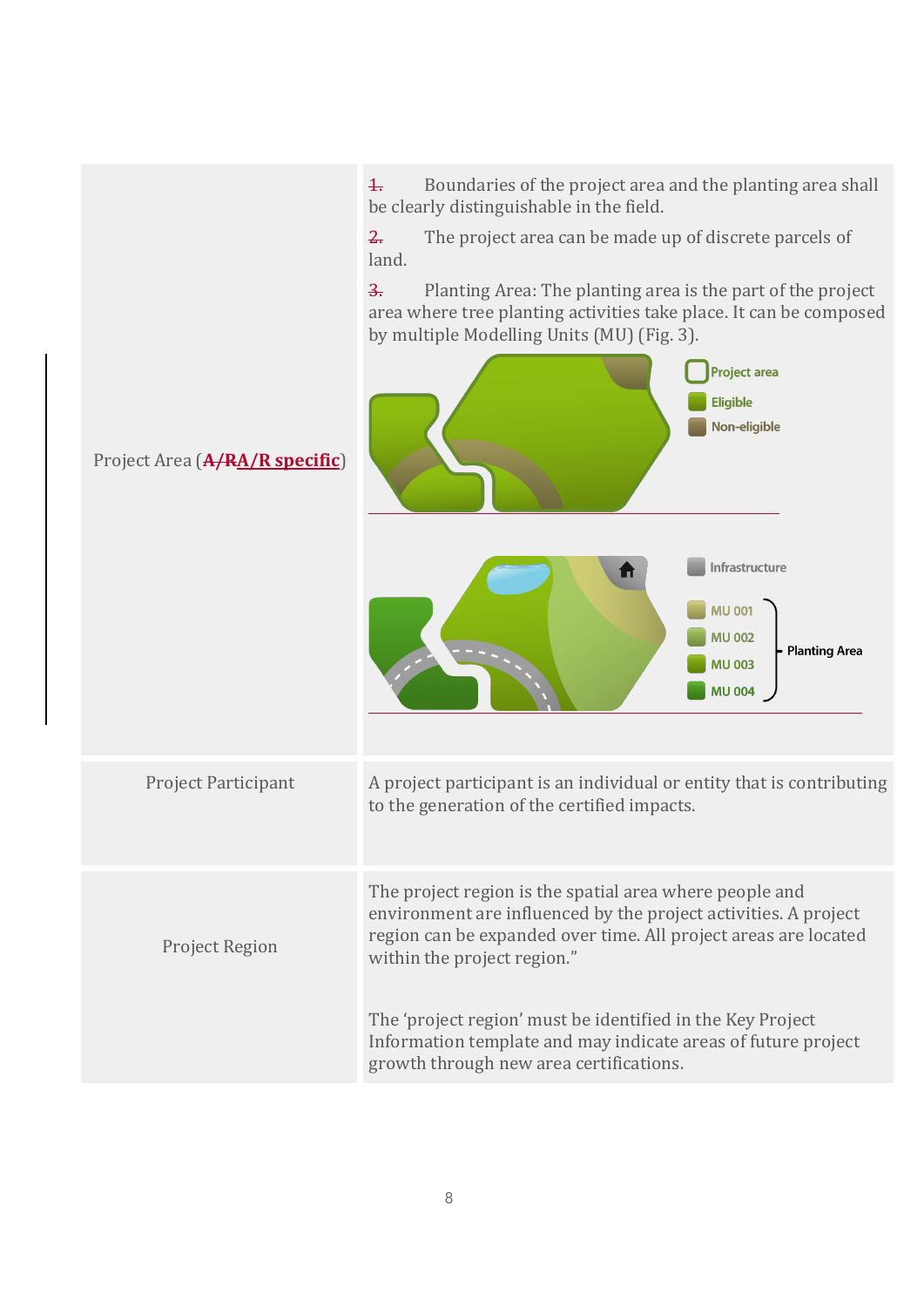| | |
|---|---|
| Project Area (~~A/R~~A/R specific) | 1. Boundaries of the project area and the planting area shall be clearly distinguishable in the field.<br><br>2. The project area can be made up of discrete parcels of land.<br><br>3. Planting Area: The planting area is the part of the project area where tree planting activities take place. It can be composed by multiple Modelling Units (MU) (Fig. 3).<br><br>Project area<br>Eligible<br>Non-eligible<br><br>Infrastructure<br>MU 001<br>MU 002<br>MU 003<br>MU 004<br>Planting Area |
| Project Participant | A project participant is an individual or entity that is contributing to the generation of the certified impacts. |
| Project Region | The project region is the spatial area where people and environment are influenced by the project activities. A project region can be expanded over time. All project areas are located within the project region."<br><br>The 'project region' must be identified in the Key Project Information template and may indicate areas of future project growth through new area certifications. |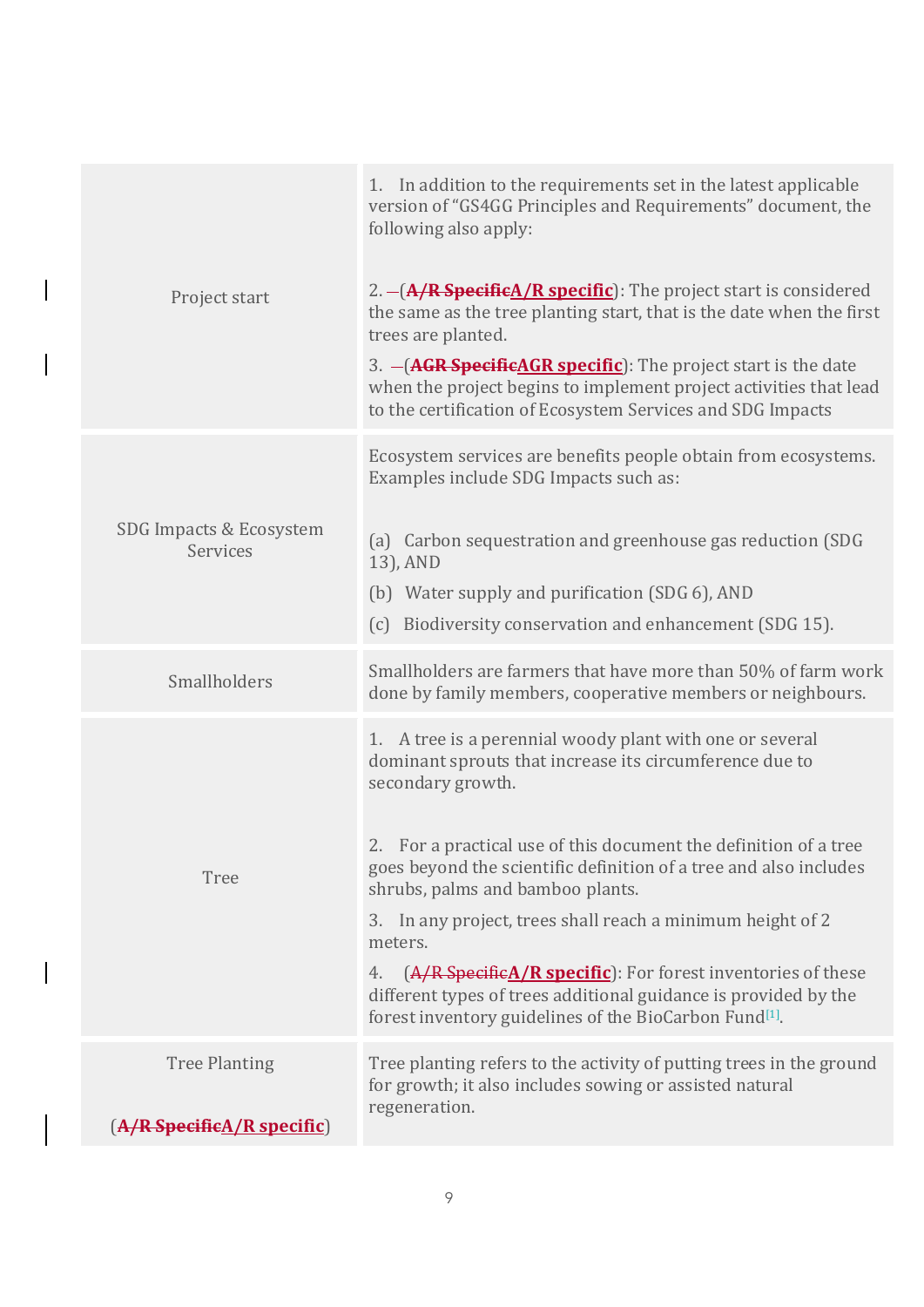| | |
|---|---|
| Project start | 1. In addition to the requirements set in the latest applicable version of "GS4GG Principles and Requirements" document, the following also apply:<br><br>2. –(~~A/R Specific~~**A/R specific**): The project start is considered the same as the tree planting start, that is the date when the first trees are planted.<br><br>3. –(~~AGR Specific~~**AGR specific**): The project start is the date when the project begins to implement project activities that lead to the certification of Ecosystem Services and SDG Impacts |
| SDG Impacts & Ecosystem Services | Ecosystem services are benefits people obtain from ecosystems. Examples include SDG Impacts such as:<br><br>(a) Carbon sequestration and greenhouse gas reduction (SDG 13), AND<br><br>(b) Water supply and purification (SDG 6), AND<br><br>(c) Biodiversity conservation and enhancement (SDG 15). |
| Smallholders | Smallholders are farmers that have more than 50% of farm work done by family members, cooperative members or neighbours. |
| Tree | 1. A tree is a perennial woody plant with one or several dominant sprouts that increase its circumference due to secondary growth.<br><br>2. For a practical use of this document the definition of a tree goes beyond the scientific definition of a tree and also includes shrubs, palms and bamboo plants.<br><br>3. In any project, trees shall reach a minimum height of 2 meters.<br><br>4. (~~A/R Specific~~**A/R specific**): For forest inventories of these different types of trees additional guidance is provided by the forest inventory guidelines of the BioCarbon Fund[1]. |
| Tree Planting<br><br>(~~A/R Specific~~**A/R specific**) | Tree planting refers to the activity of putting trees in the ground for growth; it also includes sowing or assisted natural regeneration. |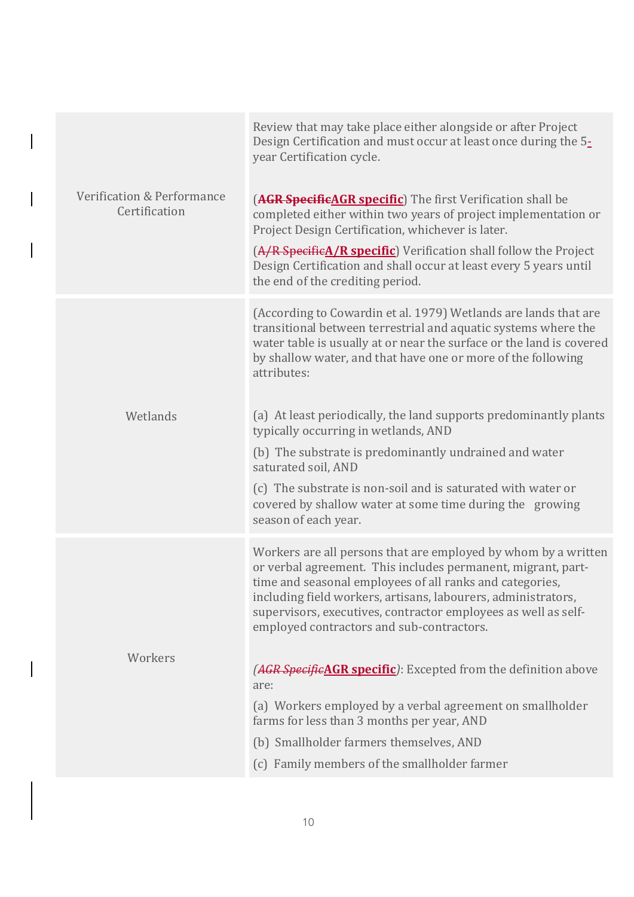| | |
|---|---|
| Verification & Performance Certification | Review that may take place either alongside or after Project Design Certification and must occur at least once during the 5-year Certification cycle.<br><br>(~~AGR Specific~~AGR specific) The first Verification shall be completed either within two years of project implementation or Project Design Certification, whichever is later.<br><br>(~~A/R Specific~~A/R specific) Verification shall follow the Project Design Certification and shall occur at least every 5 years until the end of the crediting period. |
| Wetlands | (According to Cowardin et al. 1979) Wetlands are lands that are transitional between terrestrial and aquatic systems where the water table is usually at or near the surface or the land is covered by shallow water, and that have one or more of the following attributes:<br><br>(a) At least periodically, the land supports predominantly plants typically occurring in wetlands, AND<br><br>(b) The substrate is predominantly undrained and water saturated soil, AND<br><br>(c) The substrate is non-soil and is saturated with water or covered by shallow water at some time during the growing season of each year. |
| Workers | Workers are all persons that are employed by whom by a written or verbal agreement. This includes permanent, migrant, part-time and seasonal employees of all ranks and categories, including field workers, artisans, labourers, administrators, supervisors, executives, contractor employees as well as self-employed contractors and sub-contractors.<br><br>(*~~AGR Specific~~*AGR specific): Excepted from the definition above are:<br><br>(a) Workers employed by a verbal agreement on smallholder farms for less than 3 months per year, AND<br><br>(b) Smallholder farmers themselves, AND<br><br>(c) Family members of the smallholder farmer |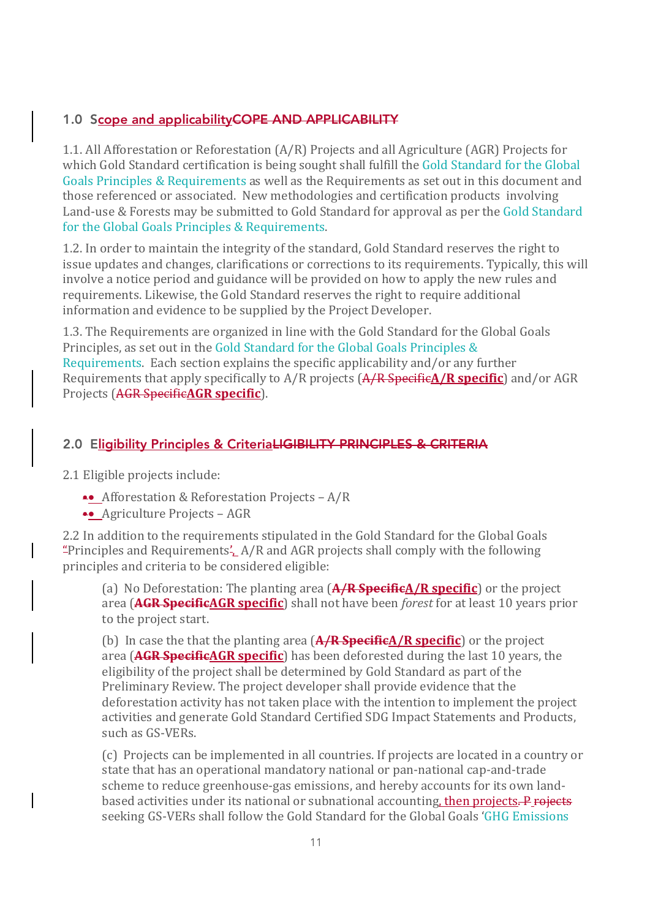## 1.0 Scope and applicabilitySCOPE AND APPLICABILITY

1.1. All Afforestation or Reforestation (A/R) Projects and all Agriculture (AGR) Projects for which Gold Standard certification is being sought shall fulfill the Gold Standard for the Global Goals Principles & Requirements as well as the Requirements as set out in this document and those referenced or associated. New methodologies and certification products involving Land-use & Forests may be submitted to Gold Standard for approval as per the Gold Standard for the Global Goals Principles & Requirements.

1.2. In order to maintain the integrity of the standard, Gold Standard reserves the right to issue updates and changes, clarifications or corrections to its requirements. Typically, this will involve a notice period and guidance will be provided on how to apply the new rules and requirements. Likewise, the Gold Standard reserves the right to require additional information and evidence to be supplied by the Project Developer.

1.3. The Requirements are organized in line with the Gold Standard for the Global Goals Principles, as set out in the Gold Standard for the Global Goals Principles & Requirements. Each section explains the specific applicability and/or any further Requirements that apply specifically to A/R projects (A/R Specific**A/R specific**) and/or AGR Projects (AGR Specific**AGR specific**).

## 2.0 Eligibility Principles & CriteriaLIGIBILITY PRINCIPLES & CRITERIA

2.1 Eligible projects include:

- Afforestation & Reforestation Projects – A/R
- Agriculture Projects – AGR

2.2 In addition to the requirements stipulated in the Gold Standard for the Global Goals "Principles and Requirements', A/R and AGR projects shall comply with the following principles and criteria to be considered eligible:

(a) No Deforestation: The planting area (**A/R SpecificA/R specific**) or the project area (**AGR SpecificAGR specific**) shall not have been *forest* for at least 10 years prior to the project start.

(b) In case the that the planting area (**A/R SpecificA/R specific**) or the project area (**AGR SpecificAGR specific**) has been deforested during the last 10 years, the eligibility of the project shall be determined by Gold Standard as part of the Preliminary Review. The project developer shall provide evidence that the deforestation activity has not taken place with the intention to implement the project activities and generate Gold Standard Certified SDG Impact Statements and Products, such as GS-VERs.

(c) Projects can be implemented in all countries. If projects are located in a country or state that has an operational mandatory national or pan-national cap-and-trade scheme to reduce greenhouse-gas emissions, and hereby accounts for its own land-based activities under its national or subnational accounting, then projects. P rojects seeking GS-VERs shall follow the Gold Standard for the Global Goals 'GHG Emissions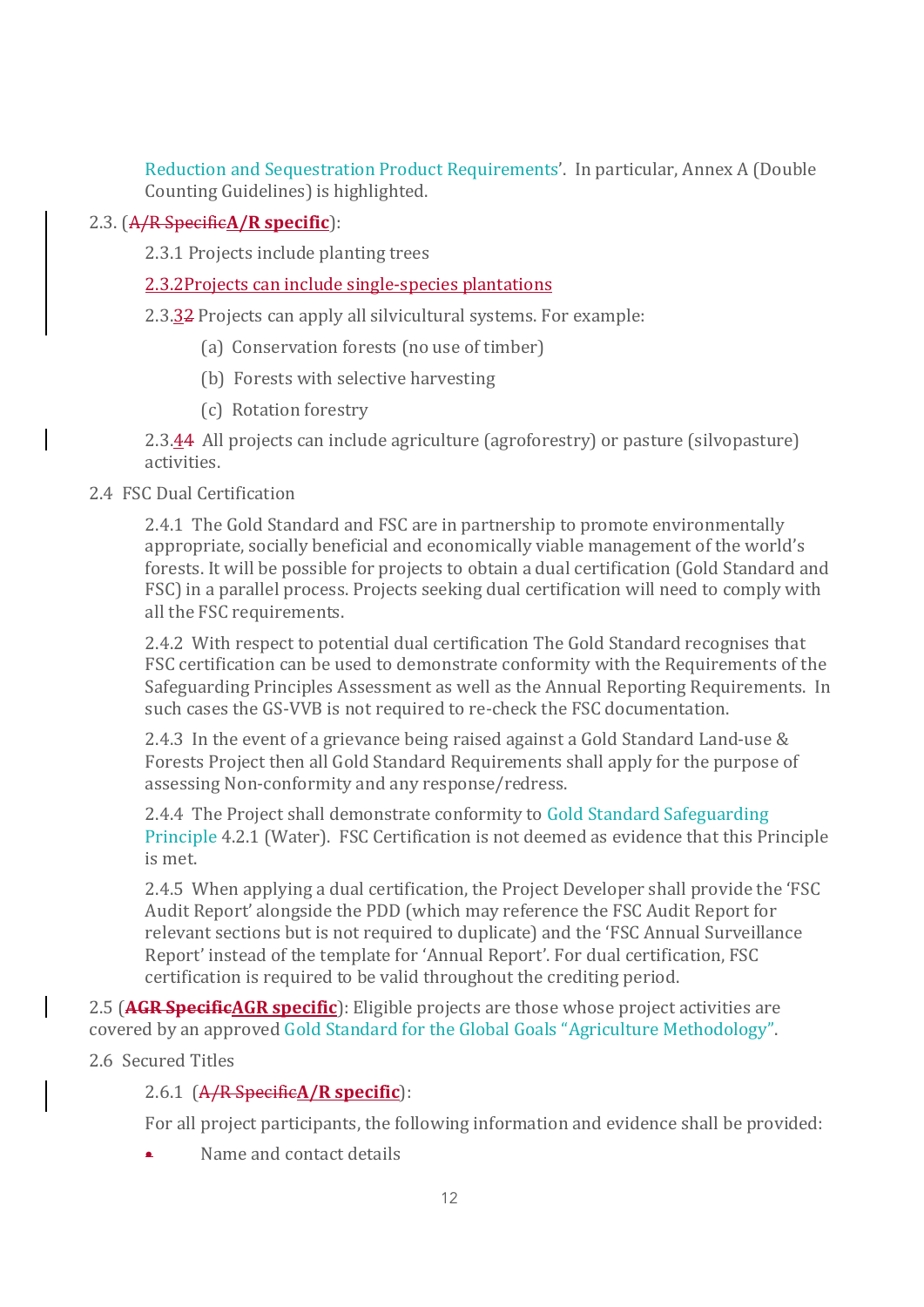Reduction and Sequestration Product Requirements'. In particular, Annex A (Double Counting Guidelines) is highlighted.

2.3. (~~A/R Specific~~**A/R specific**):

2.3.1 Projects include planting trees

2.3.2Projects can include single-species plantations

2.3.~~2~~3 Projects can apply all silvicultural systems. For example:

(a) Conservation forests (no use of timber)

(b) Forests with selective harvesting

(c) Rotation forestry

2.3.~~4~~4 All projects can include agriculture (agroforestry) or pasture (silvopasture) activities.

2.4 FSC Dual Certification

2.4.1 The Gold Standard and FSC are in partnership to promote environmentally appropriate, socially beneficial and economically viable management of the world's forests. It will be possible for projects to obtain a dual certification (Gold Standard and FSC) in a parallel process. Projects seeking dual certification will need to comply with all the FSC requirements.

2.4.2 With respect to potential dual certification The Gold Standard recognises that FSC certification can be used to demonstrate conformity with the Requirements of the Safeguarding Principles Assessment as well as the Annual Reporting Requirements. In such cases the GS-VVB is not required to re-check the FSC documentation.

2.4.3 In the event of a grievance being raised against a Gold Standard Land-use & Forests Project then all Gold Standard Requirements shall apply for the purpose of assessing Non-conformity and any response/redress.

2.4.4 The Project shall demonstrate conformity to Gold Standard Safeguarding Principle 4.2.1 (Water). FSC Certification is not deemed as evidence that this Principle is met.

2.4.5 When applying a dual certification, the Project Developer shall provide the 'FSC Audit Report' alongside the PDD (which may reference the FSC Audit Report for relevant sections but is not required to duplicate) and the 'FSC Annual Surveillance Report' instead of the template for 'Annual Report'. For dual certification, FSC certification is required to be valid throughout the crediting period.

2.5 (~~**AGR Specific**~~**AGR specific**): Eligible projects are those whose project activities are covered by an approved Gold Standard for the Global Goals "Agriculture Methodology".

2.6 Secured Titles

2.6.1 (~~A/R Specific~~**A/R specific**):

For all project participants, the following information and evidence shall be provided:

- Name and contact details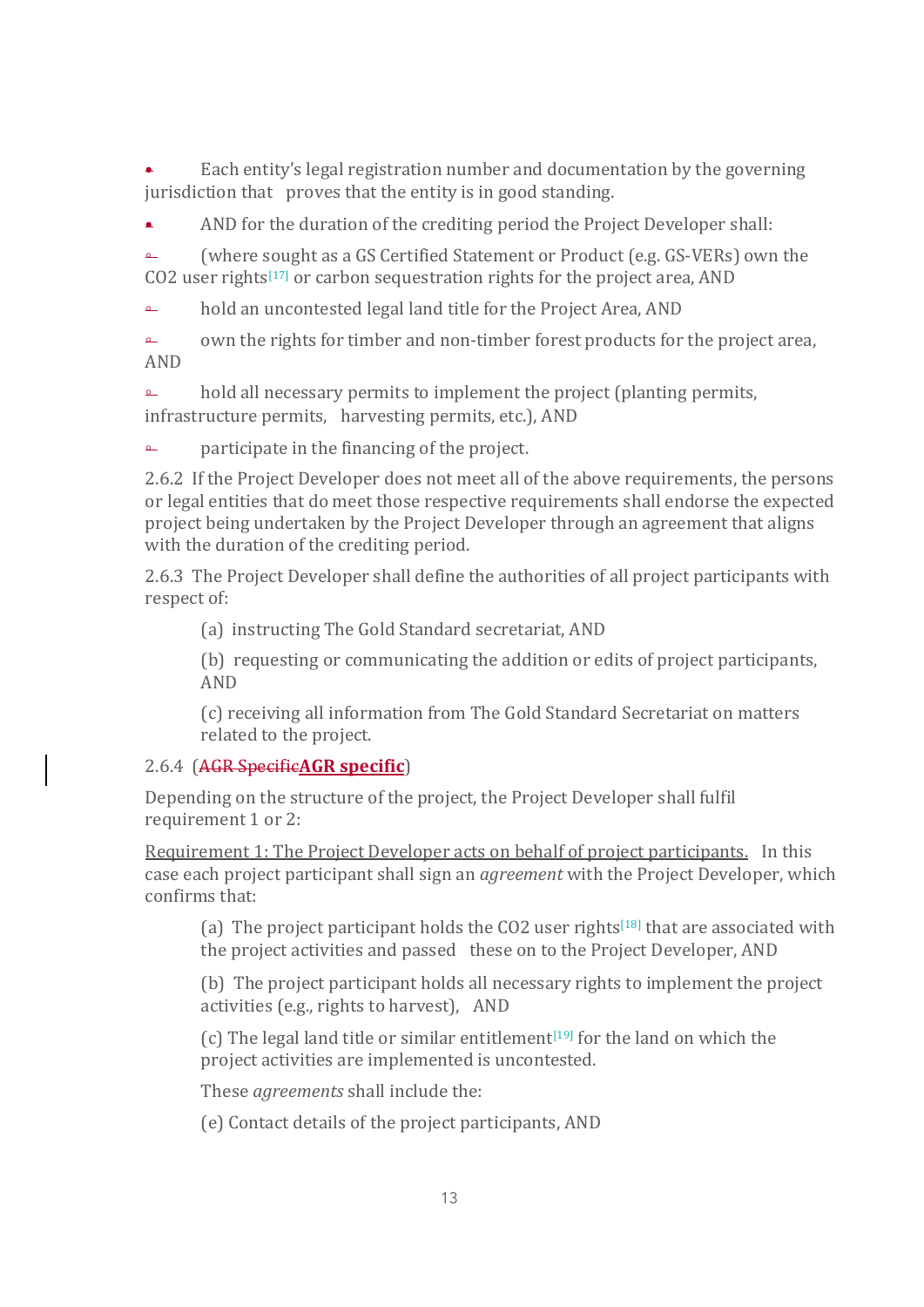- Each entity's legal registration number and documentation by the governing jurisdiction that proves that the entity is in good standing.
- AND for the duration of the crediting period the Project Developer shall:
  - (where sought as a GS Certified Statement or Product (e.g. GS-VERs) own the $CO_2$ user rights[17] or carbon sequestration rights for the project area, AND
  - hold an uncontested legal land title for the Project Area, AND
  - own the rights for timber and non-timber forest products for the project area, AND
  - hold all necessary permits to implement the project (planting permits, infrastructure permits, harvesting permits, etc.), AND
  - participate in the financing of the project.

2.6.2 If the Project Developer does not meet all of the above requirements, the persons or legal entities that do meet those respective requirements shall endorse the expected project being undertaken by the Project Developer through an agreement that aligns with the duration of the crediting period.

2.6.3 The Project Developer shall define the authorities of all project participants with respect of:

(a) instructing The Gold Standard secretariat, AND

(b) requesting or communicating the addition or edits of project participants, AND

(c) receiving all information from The Gold Standard Secretariat on matters related to the project.

2.6.4 (~~AGR Specific~~**AGR specific**)

Depending on the structure of the project, the Project Developer shall fulfil requirement 1 or 2:

Requirement 1: The Project Developer acts on behalf of project participants. In this case each project participant shall sign an *agreement* with the Project Developer, which confirms that:

(a) The project participant holds the $CO_2$ user rights[18] that are associated with the project activities and passed these on to the Project Developer, AND

(b) The project participant holds all necessary rights to implement the project activities (e.g., rights to harvest), AND

(c) The legal land title or similar entitlement[19] for the land on which the project activities are implemented is uncontested.

These *agreements* shall include the:

(e) Contact details of the project participants, AND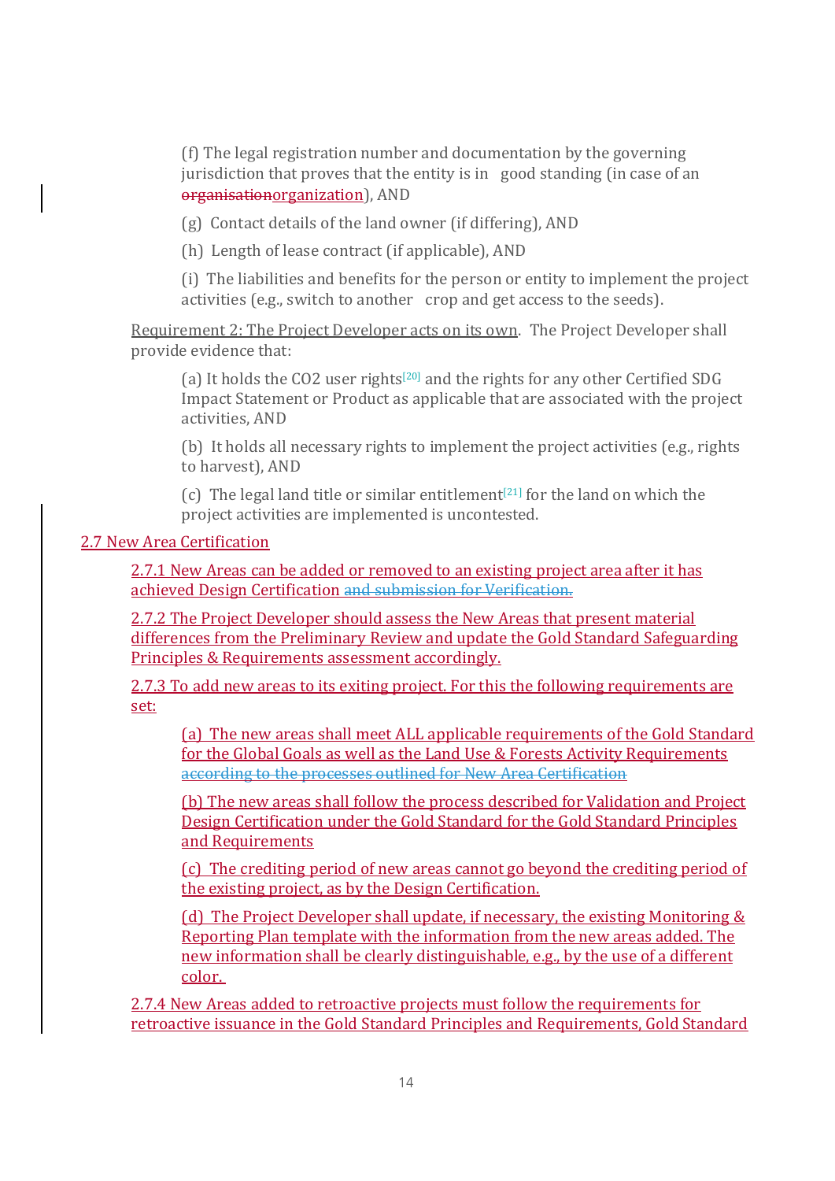(f) The legal registration number and documentation by the governing jurisdiction that proves that the entity is in good standing (in case of an ~~organisation~~organization), AND

(g) Contact details of the land owner (if differing), AND

(h) Length of lease contract (if applicable), AND

(i) The liabilities and benefits for the person or entity to implement the project activities (e.g., switch to another crop and get access to the seeds).

Requirement 2: The Project Developer acts on its own. The Project Developer shall provide evidence that:

(a) It holds the $CO_2$ user rights[20] and the rights for any other Certified SDG Impact Statement or Product as applicable that are associated with the project activities, AND

(b) It holds all necessary rights to implement the project activities (e.g., rights to harvest), AND

(c) The legal land title or similar entitlement[21] for the land on which the project activities are implemented is uncontested.

2.7 New Area Certification

2.7.1 New Areas can be added or removed to an existing project area after it has achieved Design Certification ~~and submission for Verification.~~

2.7.2 The Project Developer should assess the New Areas that present material differences from the Preliminary Review and update the Gold Standard Safeguarding Principles & Requirements assessment accordingly.

2.7.3 To add new areas to its exiting project. For this the following requirements are set:

(a) The new areas shall meet ALL applicable requirements of the Gold Standard for the Global Goals as well as the Land Use & Forests Activity Requirements ~~according to the processes outlined for New Area Certification~~

(b) The new areas shall follow the process described for Validation and Project Design Certification under the Gold Standard for the Gold Standard Principles and Requirements

(c) The crediting period of new areas cannot go beyond the crediting period of the existing project, as by the Design Certification.

(d) The Project Developer shall update, if necessary, the existing Monitoring & Reporting Plan template with the information from the new areas added. The new information shall be clearly distinguishable, e.g., by the use of a different color.

2.7.4 New Areas added to retroactive projects must follow the requirements for retroactive issuance in the Gold Standard Principles and Requirements, Gold Standard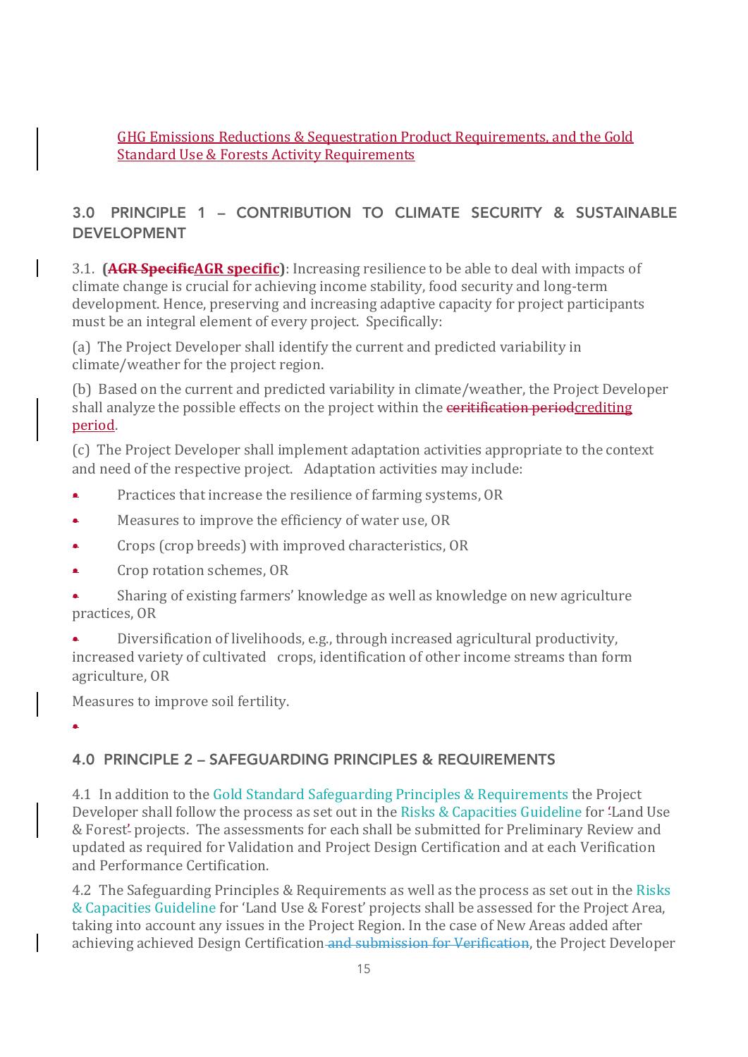GHG Emissions Reductions & Sequestration Product Requirements, and the Gold Standard Use & Forests Activity Requirements

## 3.0 PRINCIPLE 1 – CONTRIBUTION TO CLIMATE SECURITY & SUSTAINABLE DEVELOPMENT

3.1. **(~~AGR Specific~~AGR specific)**: Increasing resilience to be able to deal with impacts of climate change is crucial for achieving income stability, food security and long-term development. Hence, preserving and increasing adaptive capacity for project participants must be an integral element of every project. Specifically:

(a) The Project Developer shall identify the current and predicted variability in climate/weather for the project region.

(b) Based on the current and predicted variability in climate/weather, the Project Developer shall analyze the possible effects on the project within the ~~ceritification period~~crediting period.

(c) The Project Developer shall implement adaptation activities appropriate to the context and need of the respective project. Adaptation activities may include:

- Practices that increase the resilience of farming systems, OR
- Measures to improve the efficiency of water use, OR
- Crops (crop breeds) with improved characteristics, OR
- Crop rotation schemes, OR
- Sharing of existing farmers' knowledge as well as knowledge on new agriculture practices, OR
- Diversification of livelihoods, e.g., through increased agricultural productivity, increased variety of cultivated crops, identification of other income streams than form agriculture, OR

Measures to improve soil fertility.

## 4.0 PRINCIPLE 2 – SAFEGUARDING PRINCIPLES & REQUIREMENTS

4.1 In addition to the Gold Standard Safeguarding Principles & Requirements the Project Developer shall follow the process as set out in the Risks & Capacities Guideline for 'Land Use & Forest' projects. The assessments for each shall be submitted for Preliminary Review and updated as required for Validation and Project Design Certification and at each Verification and Performance Certification.

4.2 The Safeguarding Principles & Requirements as well as the process as set out in the Risks & Capacities Guideline for 'Land Use & Forest' projects shall be assessed for the Project Area, taking into account any issues in the Project Region. In the case of New Areas added after achieving achieved Design Certification ~~and submission for Verification~~, the Project Developer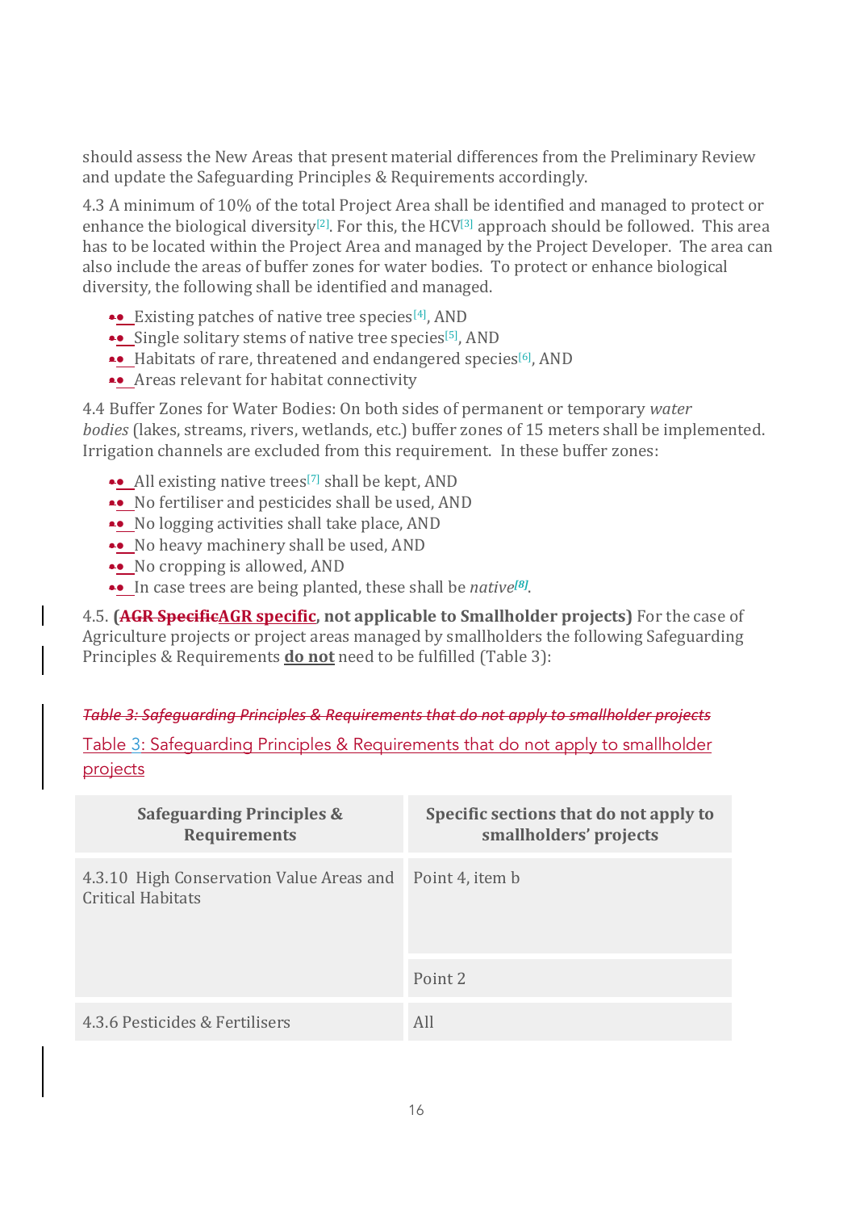should assess the New Areas that present material differences from the Preliminary Review and update the Safeguarding Principles & Requirements accordingly.

4.3 A minimum of 10% of the total Project Area shall be identified and managed to protect or enhance the biological diversity[2]. For this, the HCV[3] approach should be followed. This area has to be located within the Project Area and managed by the Project Developer. The area can also include the areas of buffer zones for water bodies. To protect or enhance biological diversity, the following shall be identified and managed.

- Existing patches of native tree species[4], AND
- Single solitary stems of native tree species[5], AND
- Habitats of rare, threatened and endangered species[6], AND
- Areas relevant for habitat connectivity

4.4 Buffer Zones for Water Bodies: On both sides of permanent or temporary *water bodies* (lakes, streams, rivers, wetlands, etc.) buffer zones of 15 meters shall be implemented. Irrigation channels are excluded from this requirement. In these buffer zones:

- All existing native trees[7] shall be kept, AND
- No fertiliser and pesticides shall be used, AND
- No logging activities shall take place, AND
- No heavy machinery shall be used, AND
- No cropping is allowed, AND
- In case trees are being planted, these shall be *native*[8].

4.5. **(~~AGR Specific~~AGR specific, not applicable to Smallholder projects)** For the case of Agriculture projects or project areas managed by smallholders the following Safeguarding Principles & Requirements **do not** need to be fulfilled (Table 3):

~~*Table 3: Safeguarding Principles & Requirements that do not apply to smallholder projects*~~

Table 3: Safeguarding Principles & Requirements that do not apply to smallholder projects

| Safeguarding Principles & Requirements | Specific sections that do not apply to smallholders' projects |
|---|---|
| 4.3.10 High Conservation Value Areas and Critical Habitats | Point 4, item b |
| | Point 2 |
| 4.3.6 Pesticides & Fertilisers | All |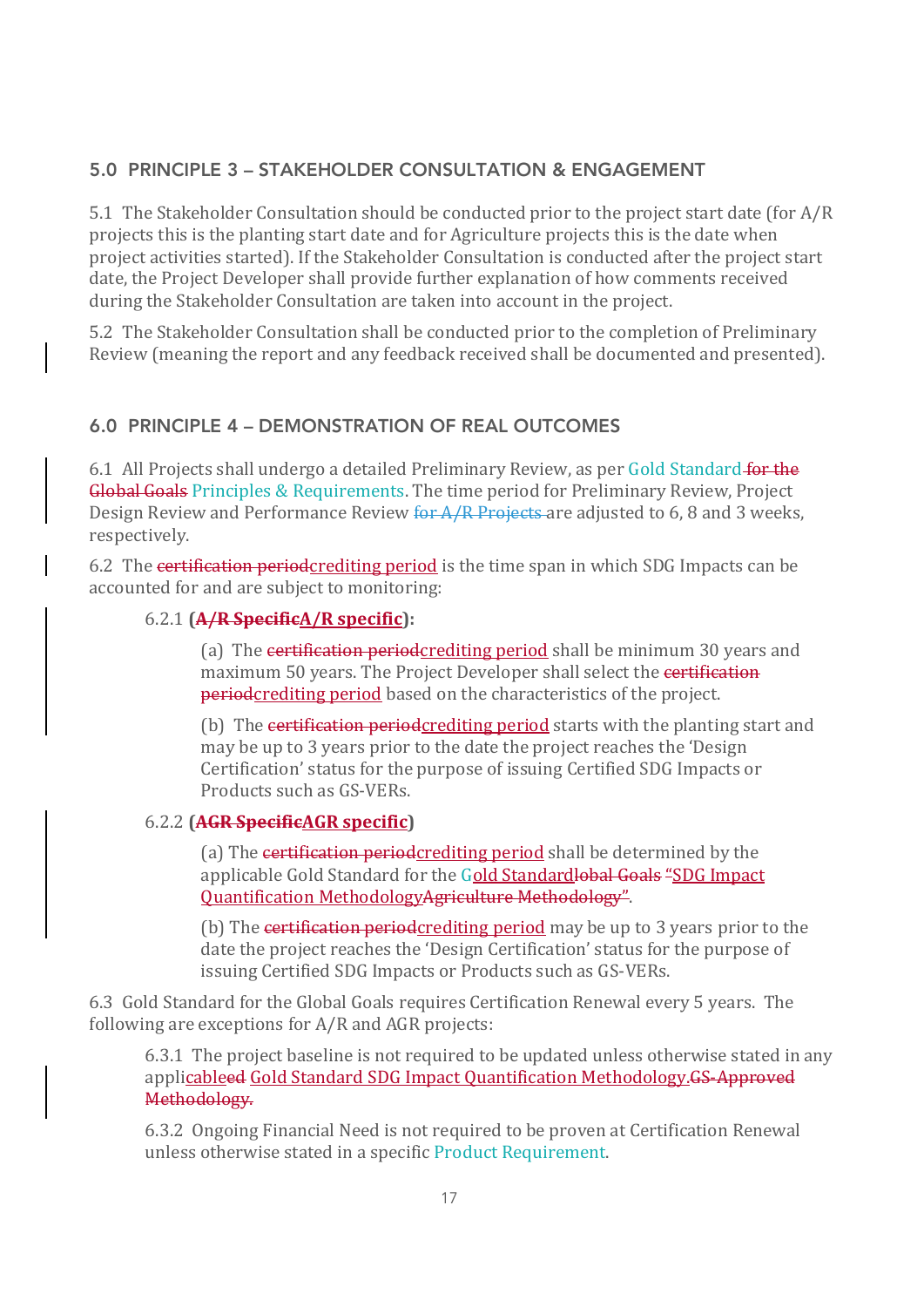## 5.0 PRINCIPLE 3 – STAKEHOLDER CONSULTATION & ENGAGEMENT

5.1 The Stakeholder Consultation should be conducted prior to the project start date (for A/R projects this is the planting start date and for Agriculture projects this is the date when project activities started). If the Stakeholder Consultation is conducted after the project start date, the Project Developer shall provide further explanation of how comments received during the Stakeholder Consultation are taken into account in the project.

5.2 The Stakeholder Consultation shall be conducted prior to the completion of Preliminary Review (meaning the report and any feedback received shall be documented and presented).

## 6.0 PRINCIPLE 4 – DEMONSTRATION OF REAL OUTCOMES

6.1 All Projects shall undergo a detailed Preliminary Review, as per Gold Standard ~~for the Global Goals~~ Principles & Requirements. The time period for Preliminary Review, Project Design Review and Performance Review ~~for A/R Projects~~ are adjusted to 6, 8 and 3 weeks, respectively.

6.2 The ~~certification period~~crediting period is the time span in which SDG Impacts can be accounted for and are subject to monitoring:

6.2.1 **(~~A/R Specific~~A/R specific):**

(a) The ~~certification period~~crediting period shall be minimum 30 years and maximum 50 years. The Project Developer shall select the ~~certification period~~crediting period based on the characteristics of the project.

(b) The ~~certification period~~crediting period starts with the planting start and may be up to 3 years prior to the date the project reaches the 'Design Certification' status for the purpose of issuing Certified SDG Impacts or Products such as GS-VERs.

6.2.2 **(~~AGR Specific~~AGR specific)**

(a) The ~~certification period~~crediting period shall be determined by the applicable Gold Standard for the Gold Standard~~lobal Goals~~ ~~"~~SDG Impact Quantification Methodology~~Agriculture Methodology"~~.

(b) The ~~certification period~~crediting period may be up to 3 years prior to the date the project reaches the 'Design Certification' status for the purpose of issuing Certified SDG Impacts or Products such as GS-VERs.

6.3 Gold Standard for the Global Goals requires Certification Renewal every 5 years. The following are exceptions for A/R and AGR projects:

6.3.1 The project baseline is not required to be updated unless otherwise stated in any applicable~~ed~~ Gold Standard SDG Impact Quantification Methodology.~~GS-Approved Methodology.~~

6.3.2 Ongoing Financial Need is not required to be proven at Certification Renewal unless otherwise stated in a specific Product Requirement.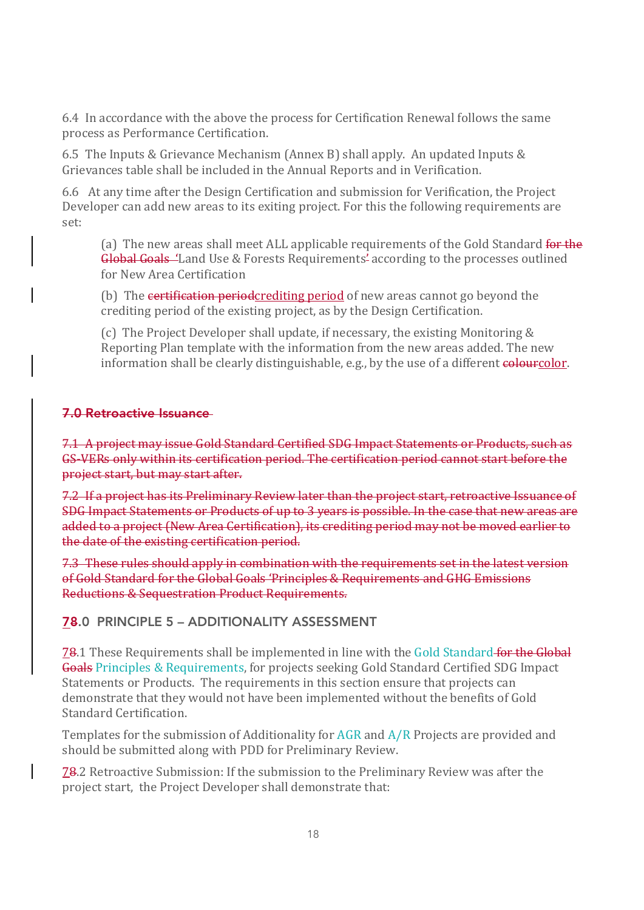6.4 In accordance with the above the process for Certification Renewal follows the same process as Performance Certification.

6.5 The Inputs & Grievance Mechanism (Annex B) shall apply. An updated Inputs & Grievances table shall be included in the Annual Reports and in Verification.

6.6 At any time after the Design Certification and submission for Verification, the Project Developer can add new areas to its exiting project. For this the following requirements are set:

> (a) The new areas shall meet ALL applicable requirements of the Gold Standard ~~for the Global Goals~~ ~~'~~Land Use & Forests Requirements~~'~~ according to the processes outlined for New Area Certification
>
> (b) The ~~certification period~~crediting period of new areas cannot go beyond the crediting period of the existing project, as by the Design Certification.
>
> (c) The Project Developer shall update, if necessary, the existing Monitoring & Reporting Plan template with the information from the new areas added. The new information shall be clearly distinguishable, e.g., by the use of a different ~~colour~~color.

~~**7.0 Retroactive Issuance**~~

~~7.1 A project may issue Gold Standard Certified SDG Impact Statements or Products, such as GS-VERs only within its certification period. The certification period cannot start before the project start, but may start after.~~

~~7.2 If a project has its Preliminary Review later than the project start, retroactive Issuance of SDG Impact Statements or Products of up to 3 years is possible. In the case that new areas are added to a project (New Area Certification), its crediting period may not be moved earlier to the date of the existing certification period.~~

~~7.3 These rules should apply in combination with the requirements set in the latest version of Gold Standard for the Global Goals 'Principles & Requirements and GHG Emissions Reductions & Sequestration Product Requirements.~~

## 7~~8~~.0 PRINCIPLE 5 – ADDITIONALITY ASSESSMENT

7~~8~~.1 These Requirements shall be implemented in line with the Gold Standard ~~for the Global Goals~~ Principles & Requirements, for projects seeking Gold Standard Certified SDG Impact Statements or Products. The requirements in this section ensure that projects can demonstrate that they would not have been implemented without the benefits of Gold Standard Certification.

Templates for the submission of Additionality for AGR and A/R Projects are provided and should be submitted along with PDD for Preliminary Review.

7~~8~~.2 Retroactive Submission: If the submission to the Preliminary Review was after the project start, the Project Developer shall demonstrate that: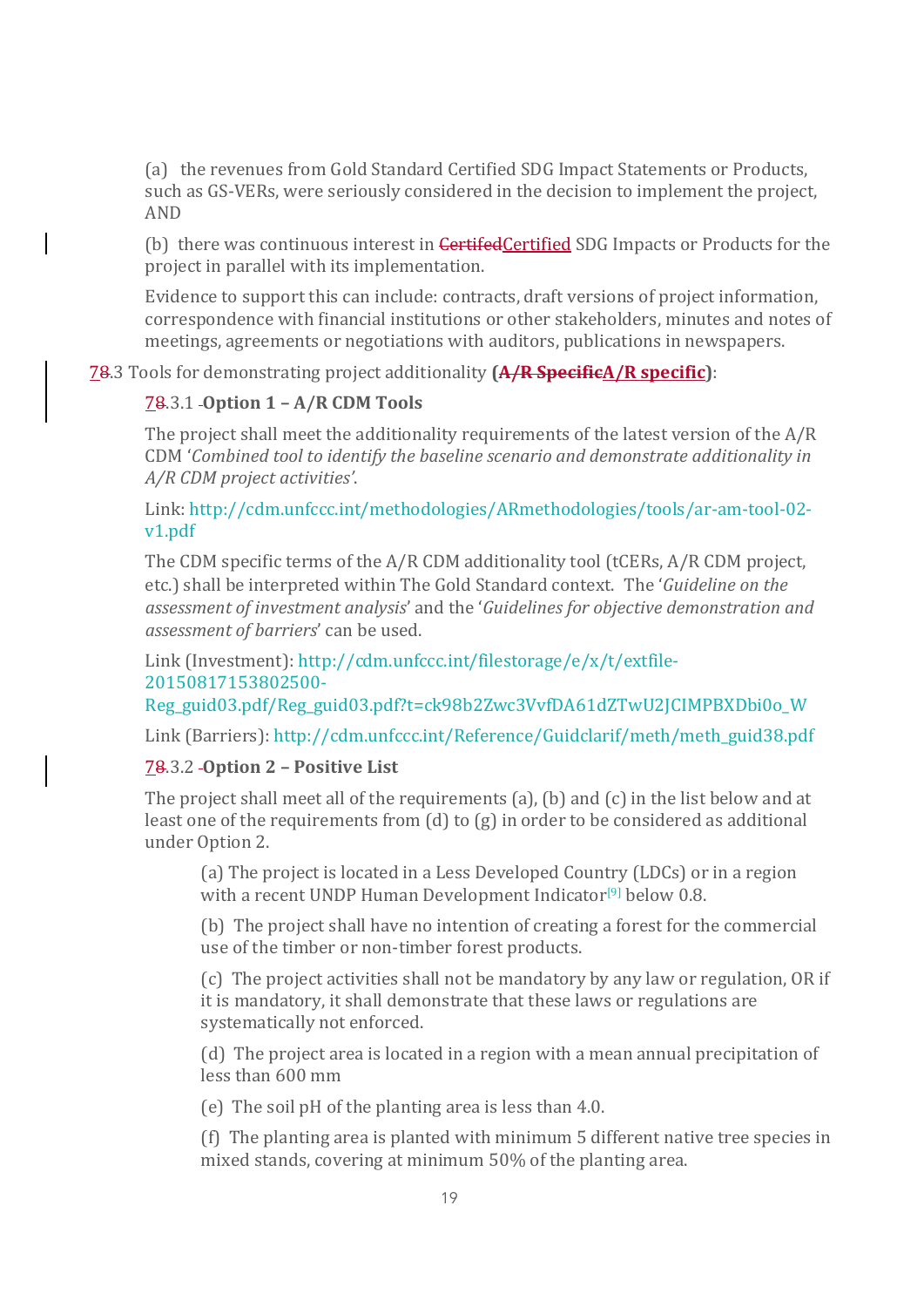(a) the revenues from Gold Standard Certified SDG Impact Statements or Products, such as GS-VERs, were seriously considered in the decision to implement the project, AND

(b) there was continuous interest in ~~Certifed~~Certified SDG Impacts or Products for the project in parallel with its implementation.

Evidence to support this can include: contracts, draft versions of project information, correspondence with financial institutions or other stakeholders, minutes and notes of meetings, agreements or negotiations with auditors, publications in newspapers.

7~~8~~.3 Tools for demonstrating project additionality **(~~A/R Specific~~A/R specific)**:

7~~8~~.3.1 **Option 1 – A/R CDM Tools**

The project shall meet the additionality requirements of the latest version of the A/R CDM '*Combined tool to identify the baseline scenario and demonstrate additionality in A/R CDM project activities*'.

Link: http://cdm.unfccc.int/methodologies/ARmethodologies/tools/ar-am-tool-02-v1.pdf

The CDM specific terms of the A/R CDM additionality tool (tCERs, A/R CDM project, etc.) shall be interpreted within The Gold Standard context. The '*Guideline on the assessment of investment analysis*' and the '*Guidelines for objective demonstration and assessment of barriers*' can be used.

Link (Investment): http://cdm.unfccc.int/filestorage/e/x/t/extfile-20150817153802500-Reg_guid03.pdf/Reg_guid03.pdf?t=ck98b2Zwc3VvfDA61dZTwU2JCIMPBXDbi0o_W

Link (Barriers): http://cdm.unfccc.int/Reference/Guidclarif/meth/meth_guid38.pdf

7~~8~~.3.2 **Option 2 – Positive List**

The project shall meet all of the requirements (a), (b) and (c) in the list below and at least one of the requirements from (d) to (g) in order to be considered as additional under Option 2.

(a) The project is located in a Less Developed Country (LDCs) or in a region with a recent UNDP Human Development Indicator[9] below 0.8.

(b) The project shall have no intention of creating a forest for the commercial use of the timber or non-timber forest products.

(c) The project activities shall not be mandatory by any law or regulation, OR if it is mandatory, it shall demonstrate that these laws or regulations are systematically not enforced.

(d) The project area is located in a region with a mean annual precipitation of less than 600 mm

(e) The soil pH of the planting area is less than 4.0.

(f) The planting area is planted with minimum 5 different native tree species in mixed stands, covering at minimum 50% of the planting area.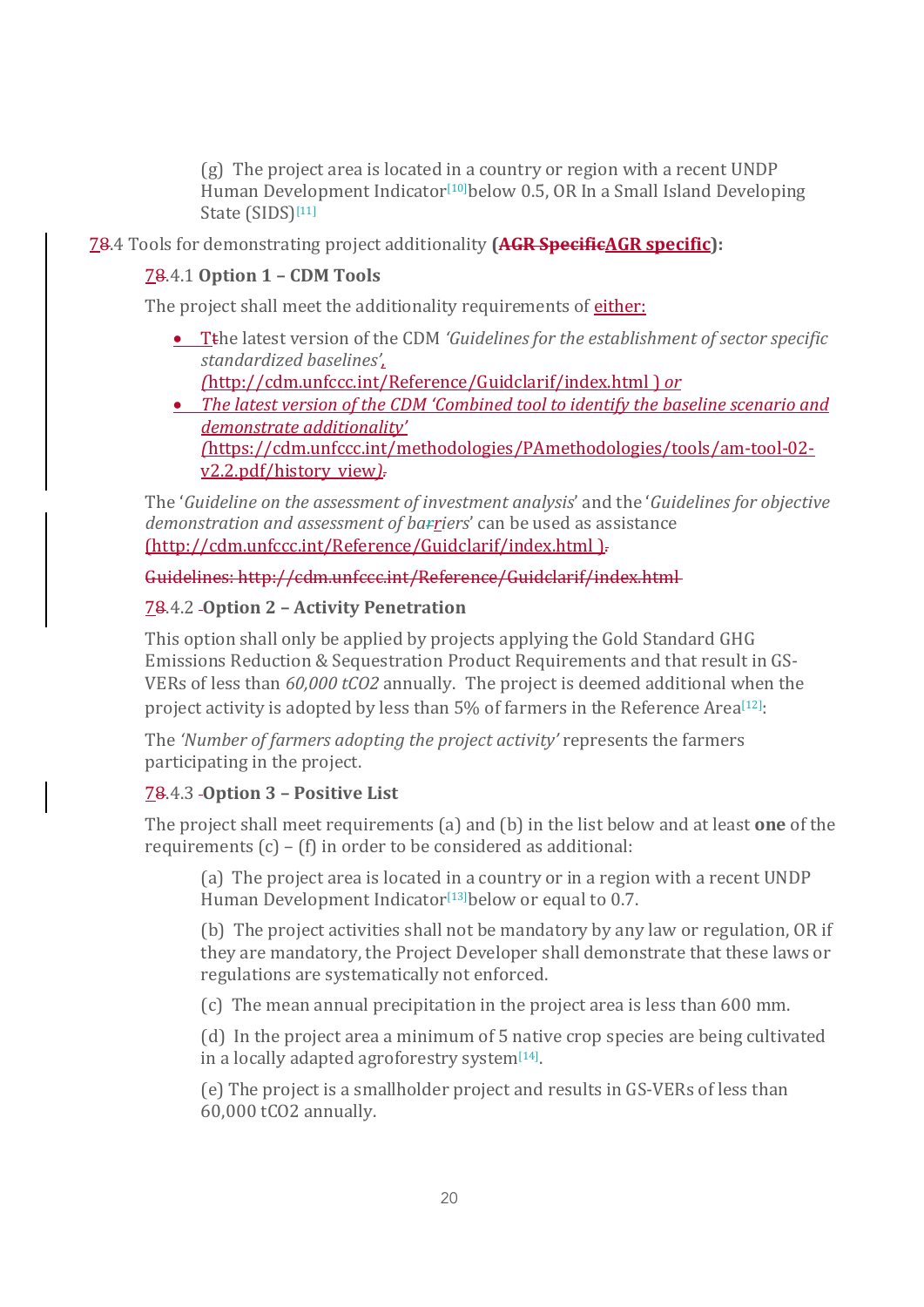(g) The project area is located in a country or region with a recent UNDP Human Development Indicator[10] below 0.5, OR In a Small Island Developing State (SIDS)[11]

7.4 Tools for demonstrating project additionality **(AGR specific):**

7.4.1 **Option 1 – CDM Tools**

The project shall meet the additionality requirements of either:

- The latest version of the CDM *'Guidelines for the establishment of sector specific standardized baselines'*, (http://cdm.unfccc.int/Reference/Guidclarif/index.html ) *or*
- *The latest version of the CDM 'Combined tool to identify the baseline scenario and demonstrate additionality'* (https://cdm.unfccc.int/methodologies/PAmethodologies/tools/am-tool-02-v2.2.pdf/history_view).

The '*Guideline on the assessment of investment analysis*' and the '*Guidelines for objective demonstration and assessment of barriers*' can be used as assistance (http://cdm.unfccc.int/Reference/Guidclarif/index.html ).

7.4.2 **Option 2 – Activity Penetration**

This option shall only be applied by projects applying the Gold Standard GHG Emissions Reduction & Sequestration Product Requirements and that result in GS-VERs of less than *60,000 tCO2* annually. The project is deemed additional when the project activity is adopted by less than 5% of farmers in the Reference Area[12]:

The *'Number of farmers adopting the project activity'* represents the farmers participating in the project.

7.4.3 **Option 3 – Positive List**

The project shall meet requirements (a) and (b) in the list below and at least **one** of the requirements (c) – (f) in order to be considered as additional:

(a) The project area is located in a country or in a region with a recent UNDP Human Development Indicator[13] below or equal to 0.7.

(b) The project activities shall not be mandatory by any law or regulation, OR if they are mandatory, the Project Developer shall demonstrate that these laws or regulations are systematically not enforced.

(c) The mean annual precipitation in the project area is less than 600 mm.

(d) In the project area a minimum of 5 native crop species are being cultivated in a locally adapted agroforestry system[14].

(e) The project is a smallholder project and results in GS-VERs of less than 60,000 tCO2 annually.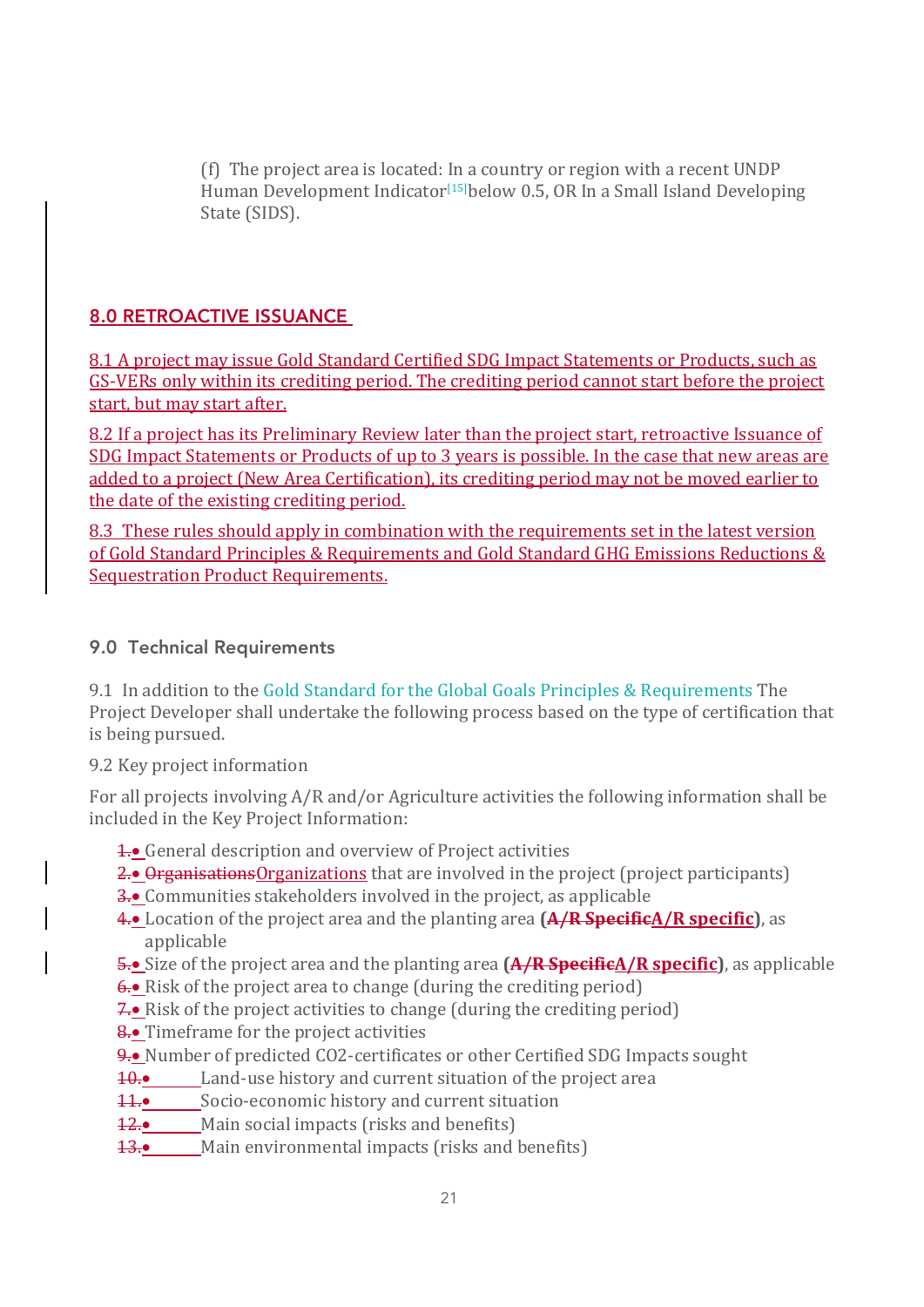(f) The project area is located: In a country or region with a recent UNDP Human Development Indicator[15] below 0.5, OR In a Small Island Developing State (SIDS).

## 8.0 RETROACTIVE ISSUANCE

8.1 A project may issue Gold Standard Certified SDG Impact Statements or Products, such as GS-VERs only within its crediting period. The crediting period cannot start before the project start, but may start after.

8.2 If a project has its Preliminary Review later than the project start, retroactive Issuance of SDG Impact Statements or Products of up to 3 years is possible. In the case that new areas are added to a project (New Area Certification), its crediting period may not be moved earlier to the date of the existing crediting period.

8.3 These rules should apply in combination with the requirements set in the latest version of Gold Standard Principles & Requirements and Gold Standard GHG Emissions Reductions & Sequestration Product Requirements.

## 9.0 Technical Requirements

9.1 In addition to the Gold Standard for the Global Goals Principles & Requirements The Project Developer shall undertake the following process based on the type of certification that is being pursued.

9.2 Key project information

For all projects involving A/R and/or Agriculture activities the following information shall be included in the Key Project Information:

- General description and overview of Project activities
- Organizations that are involved in the project (project participants)
- Communities stakeholders involved in the project, as applicable
- Location of the project area and the planting area (**A/R specific**), as applicable
- Size of the project area and the planting area (**A/R specific**), as applicable
- Risk of the project area to change (during the crediting period)
- Risk of the project activities to change (during the crediting period)
- Timeframe for the project activities
- Number of predicted CO2-certificates or other Certified SDG Impacts sought
- Land-use history and current situation of the project area
- Socio-economic history and current situation
- Main social impacts (risks and benefits)
- Main environmental impacts (risks and benefits)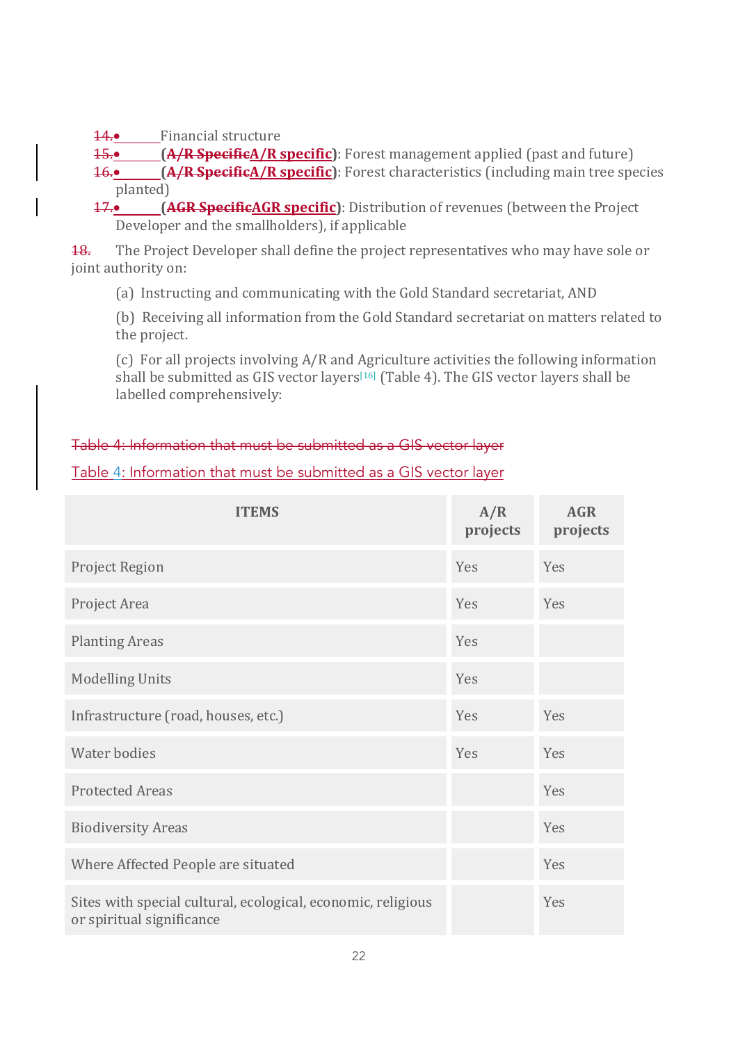- Financial structure
- **(A/R specific)**: Forest management applied (past and future)
- **(A/R specific)**: Forest characteristics (including main tree species planted)
- **(AGR specific)**: Distribution of revenues (between the Project Developer and the smallholders), if applicable

The Project Developer shall define the project representatives who may have sole or joint authority on:

(a) Instructing and communicating with the Gold Standard secretariat, AND

(b) Receiving all information from the Gold Standard secretariat on matters related to the project.

(c) For all projects involving A/R and Agriculture activities the following information shall be submitted as GIS vector layers[16] (Table 4). The GIS vector layers shall be labelled comprehensively:

Table 4: Information that must be submitted as a GIS vector layer

| ITEMS | A/R projects | AGR projects |
|---|---|---|
| Project Region | Yes | Yes |
| Project Area | Yes | Yes |
| Planting Areas | Yes | |
| Modelling Units | Yes | |
| Infrastructure (road, houses, etc.) | Yes | Yes |
| Water bodies | Yes | Yes |
| Protected Areas | | Yes |
| Biodiversity Areas | | Yes |
| Where Affected People are situated | | Yes |
| Sites with special cultural, ecological, economic, religious or spiritual significance | | Yes |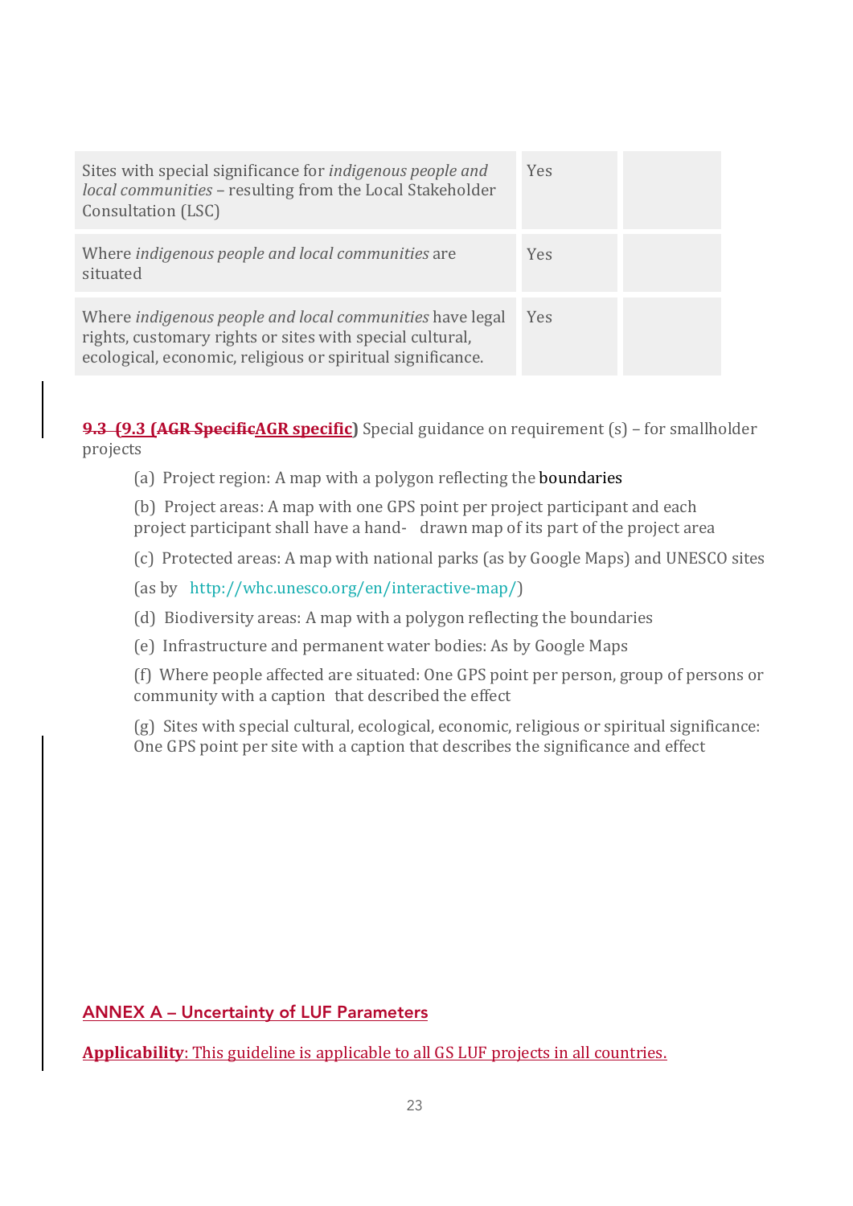| | | |
|---|---|---|
| Sites with special significance for *indigenous people and local communities* – resulting from the Local Stakeholder Consultation (LSC) | Yes | |
| Where *indigenous people and local communities* are situated | Yes | |
| Where *indigenous people and local communities* have legal rights, customary rights or sites with special cultural, ecological, economic, religious or spiritual significance. | Yes | |

**9.3 (AGR specific)** Special guidance on requirement (s) – for smallholder projects

(a) Project region: A map with a polygon reflecting the boundaries

(b) Project areas: A map with one GPS point per project participant and each project participant shall have a hand- drawn map of its part of the project area

(c) Protected areas: A map with national parks (as by Google Maps) and UNESCO sites (as by http://whc.unesco.org/en/interactive-map/)

(d) Biodiversity areas: A map with a polygon reflecting the boundaries

(e) Infrastructure and permanent water bodies: As by Google Maps

(f) Where people affected are situated: One GPS point per person, group of persons or community with a caption that described the effect

(g) Sites with special cultural, ecological, economic, religious or spiritual significance: One GPS point per site with a caption that describes the significance and effect

## ANNEX A – Uncertainty of LUF Parameters

**Applicability**: This guideline is applicable to all GS LUF projects in all countries.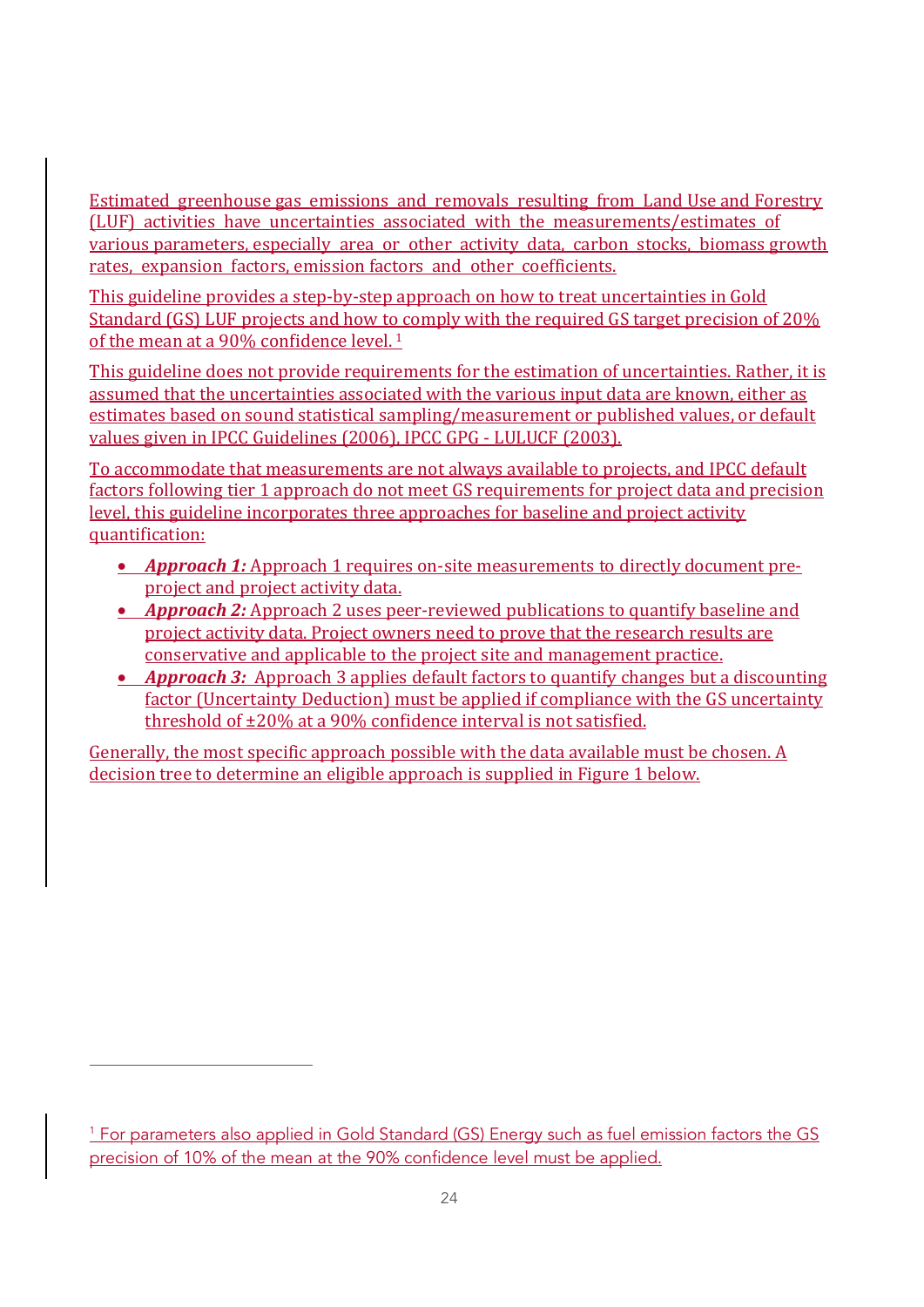Estimated greenhouse gas emissions and removals resulting from Land Use and Forestry (LUF) activities have uncertainties associated with the measurements/estimates of various parameters, especially area or other activity data, carbon stocks, biomass growth rates, expansion factors, emission factors and other coefficients.

This guideline provides a step-by-step approach on how to treat uncertainties in Gold Standard (GS) LUF projects and how to comply with the required GS target precision of 20% of the mean at a 90% confidence level. [1]

This guideline does not provide requirements for the estimation of uncertainties. Rather, it is assumed that the uncertainties associated with the various input data are known, either as estimates based on sound statistical sampling/measurement or published values, or default values given in IPCC Guidelines (2006), IPCC GPG - LULUCF (2003).

To accommodate that measurements are not always available to projects, and IPCC default factors following tier 1 approach do not meet GS requirements for project data and precision level, this guideline incorporates three approaches for baseline and project activity quantification:

- ***Approach 1:*** Approach 1 requires on-site measurements to directly document pre-project and project activity data.
- ***Approach 2:*** Approach 2 uses peer-reviewed publications to quantify baseline and project activity data. Project owners need to prove that the research results are conservative and applicable to the project site and management practice.
- ***Approach 3:*** Approach 3 applies default factors to quantify changes but a discounting factor (Uncertainty Deduction) must be applied if compliance with the GS uncertainty threshold of ±20% at a 90% confidence interval is not satisfied.

Generally, the most specific approach possible with the data available must be chosen. A decision tree to determine an eligible approach is supplied in Figure 1 below.

[1] For parameters also applied in Gold Standard (GS) Energy such as fuel emission factors the GS precision of 10% of the mean at the 90% confidence level must be applied.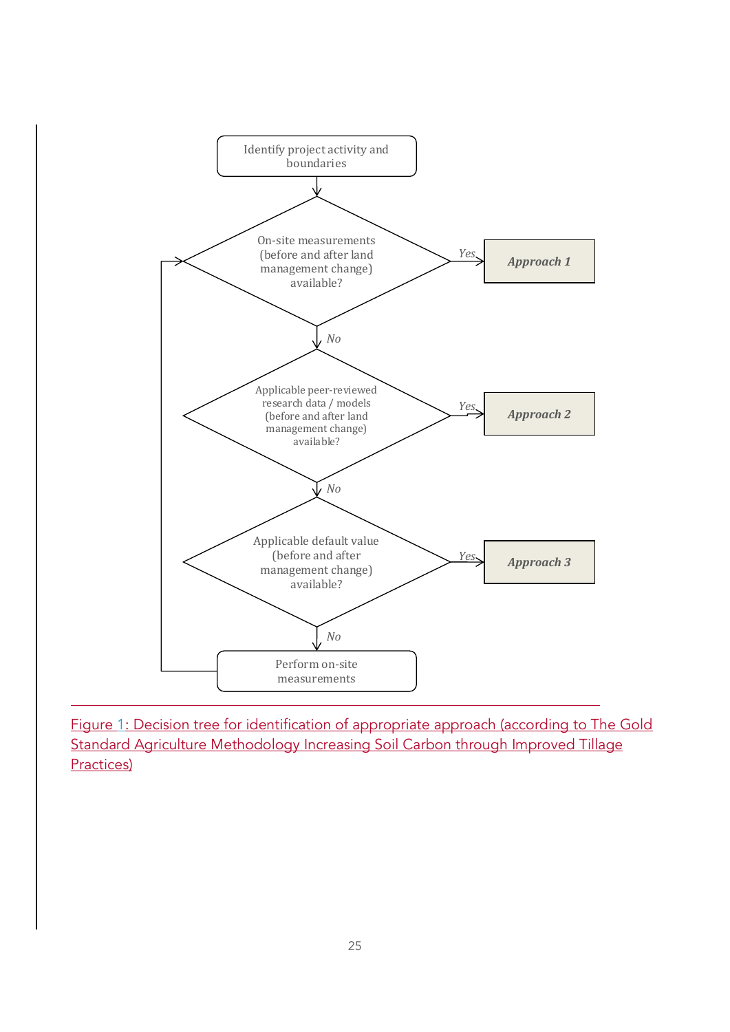Identify project activity and boundaries

On-site measurements (before and after land management change) available?

*Yes* → ***Approach 1***

*No* ↓

Applicable peer-reviewed research data / models (before and after land management change) available?

*Yes* → ***Approach 2***

*No* ↓

Applicable default value (before and after management change) available?

*Yes* → ***Approach 3***

*No* ↓

Perform on-site measurements

Figure 1: Decision tree for identification of appropriate approach (according to The Gold Standard Agriculture Methodology Increasing Soil Carbon through Improved Tillage Practices)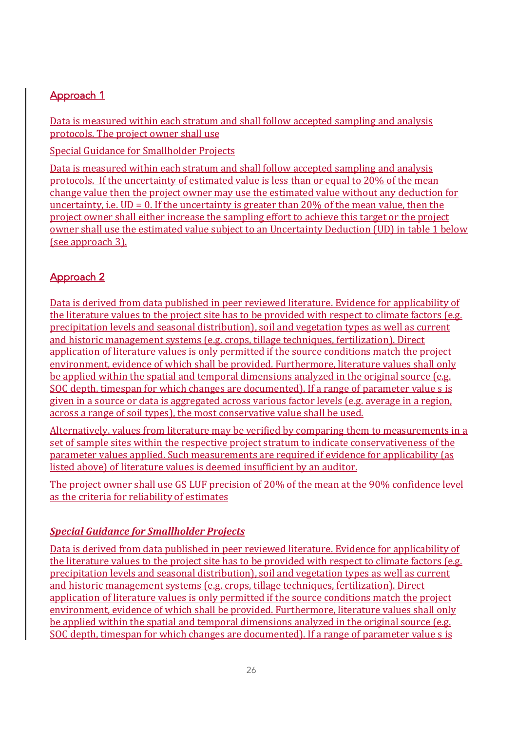## Approach 1

Data is measured within each stratum and shall follow accepted sampling and analysis protocols. The project owner shall use

Special Guidance for Smallholder Projects

Data is measured within each stratum and shall follow accepted sampling and analysis protocols. If the uncertainty of estimated value is less than or equal to 20% of the mean change value then the project owner may use the estimated value without any deduction for uncertainty, i.e. UD = 0. If the uncertainty is greater than 20% of the mean value, then the project owner shall either increase the sampling effort to achieve this target or the project owner shall use the estimated value subject to an Uncertainty Deduction (UD) in table 1 below (see approach 3).

## Approach 2

Data is derived from data published in peer reviewed literature. Evidence for applicability of the literature values to the project site has to be provided with respect to climate factors (e.g. precipitation levels and seasonal distribution), soil and vegetation types as well as current and historic management systems (e.g. crops, tillage techniques, fertilization). Direct application of literature values is only permitted if the source conditions match the project environment, evidence of which shall be provided. Furthermore, literature values shall only be applied within the spatial and temporal dimensions analyzed in the original source (e.g. SOC depth, timespan for which changes are documented). If a range of parameter value s is given in a source or data is aggregated across various factor levels (e.g. average in a region, across a range of soil types), the most conservative value shall be used.

Alternatively, values from literature may be verified by comparing them to measurements in a set of sample sites within the respective project stratum to indicate conservativeness of the parameter values applied. Such measurements are required if evidence for applicability (as listed above) of literature values is deemed insufficient by an auditor.

The project owner shall use GS LUF precision of 20% of the mean at the 90% confidence level as the criteria for reliability of estimates

***Special Guidance for Smallholder Projects***

Data is derived from data published in peer reviewed literature. Evidence for applicability of the literature values to the project site has to be provided with respect to climate factors (e.g. precipitation levels and seasonal distribution), soil and vegetation types as well as current and historic management systems (e.g. crops, tillage techniques, fertilization). Direct application of literature values is only permitted if the source conditions match the project environment, evidence of which shall be provided. Furthermore, literature values shall only be applied within the spatial and temporal dimensions analyzed in the original source (e.g. SOC depth, timespan for which changes are documented). If a range of parameter value s is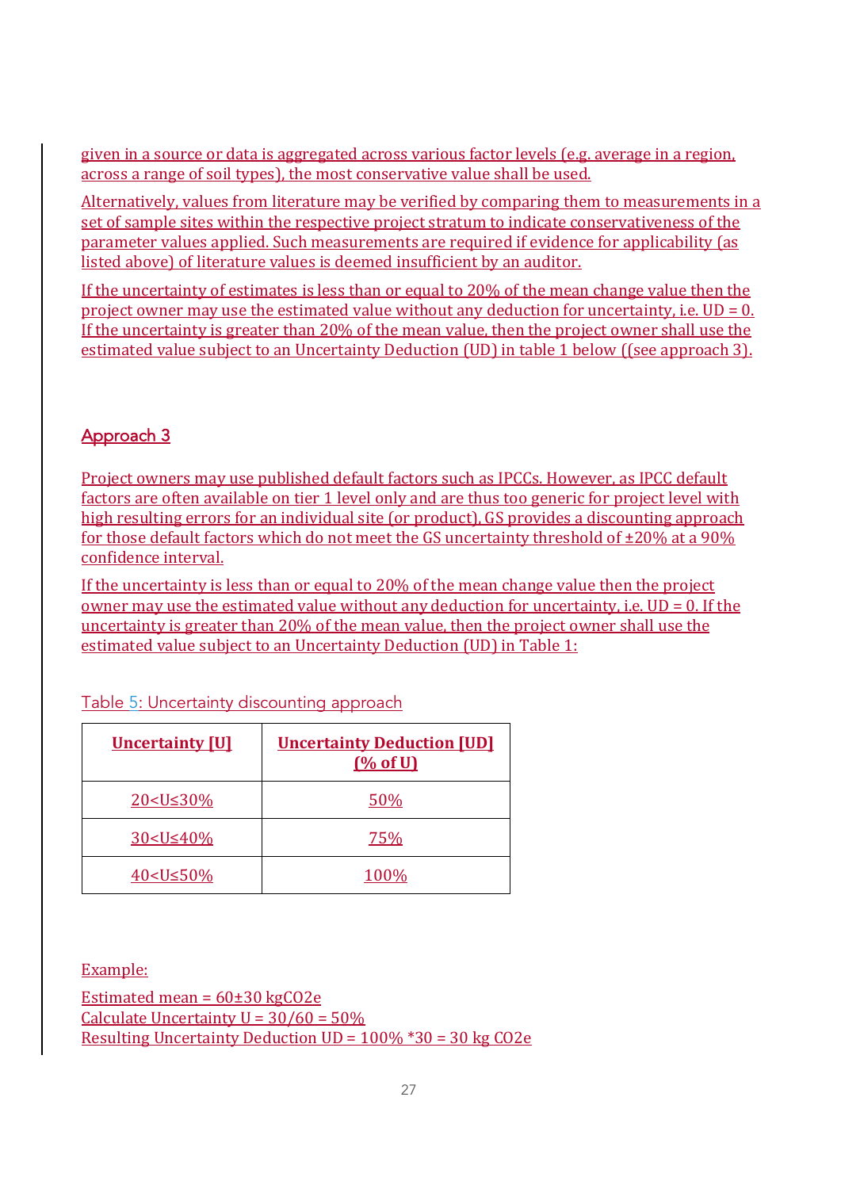given in a source or data is aggregated across various factor levels (e.g. average in a region, across a range of soil types), the most conservative value shall be used.

Alternatively, values from literature may be verified by comparing them to measurements in a set of sample sites within the respective project stratum to indicate conservativeness of the parameter values applied. Such measurements are required if evidence for applicability (as listed above) of literature values is deemed insufficient by an auditor.

If the uncertainty of estimates is less than or equal to 20% of the mean change value then the project owner may use the estimated value without any deduction for uncertainty, i.e. UD = 0. If the uncertainty is greater than 20% of the mean value, then the project owner shall use the estimated value subject to an Uncertainty Deduction (UD) in table 1 below ((see approach 3).

## Approach 3

Project owners may use published default factors such as IPCCs. However, as IPCC default factors are often available on tier 1 level only and are thus too generic for project level with high resulting errors for an individual site (or product), GS provides a discounting approach for those default factors which do not meet the GS uncertainty threshold of ±20% at a 90% confidence interval.

If the uncertainty is less than or equal to 20% of the mean change value then the project owner may use the estimated value without any deduction for uncertainty, i.e. UD = 0. If the uncertainty is greater than 20% of the mean value, then the project owner shall use the estimated value subject to an Uncertainty Deduction (UD) in Table 1:

Table 5: Uncertainty discounting approach

| **Uncertainty [U]** | **Uncertainty Deduction [UD] (% of U)** |
|---|---|
| 20<U≤30% | 50% |
| 30<U≤40% | 75% |
| 40<U≤50% | 100% |

Example:

Estimated mean = 60±30 kgCO2e
Calculate Uncertainty U = 30/60 = 50%
Resulting Uncertainty Deduction UD = 100% *30 = 30 kg CO2e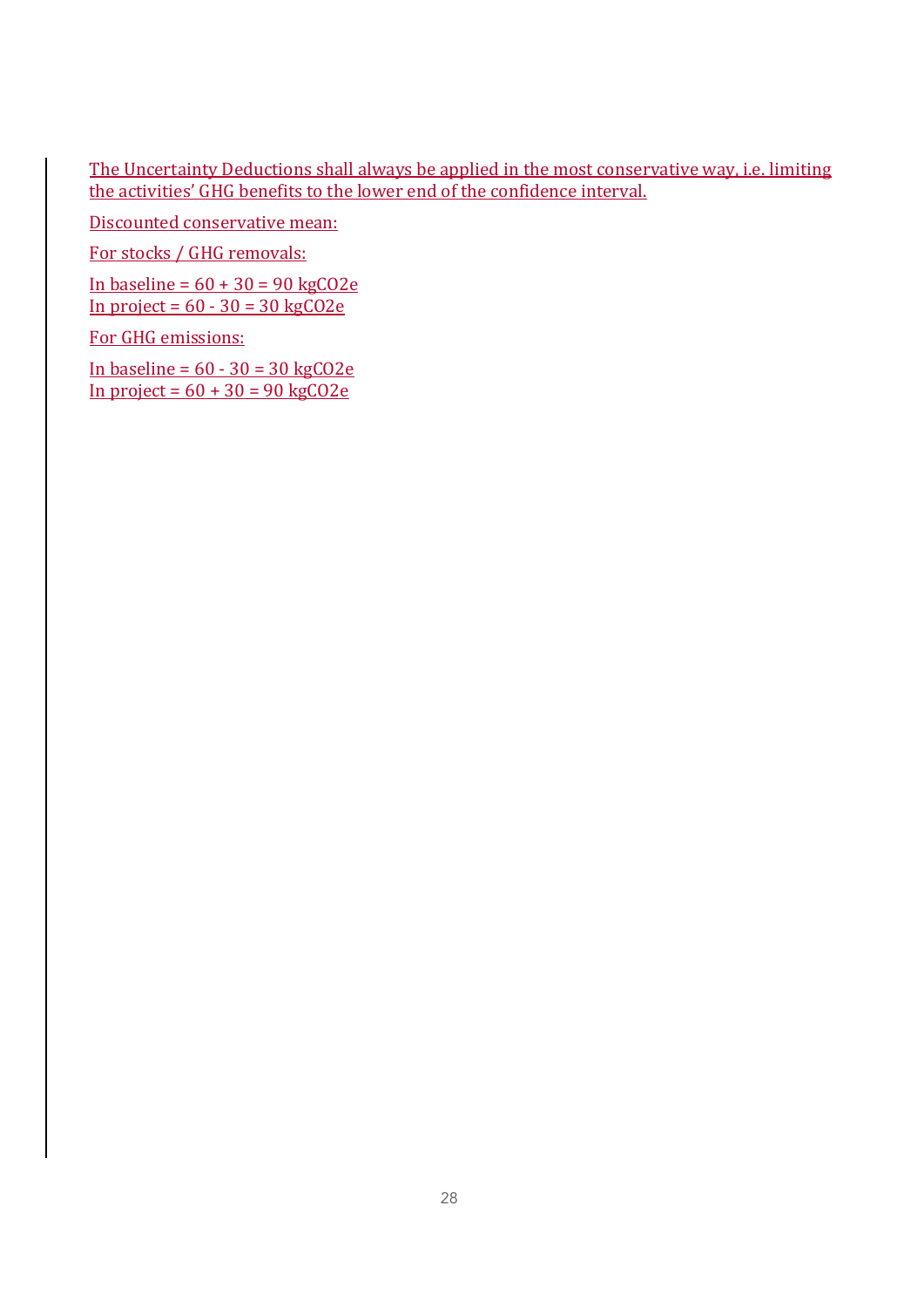The Uncertainty Deductions shall always be applied in the most conservative way, i.e. limiting the activities' GHG benefits to the lower end of the confidence interval.

Discounted conservative mean:

For stocks / GHG removals:

In baseline = 60 + 30 = 90 $kgCO_2e$
In project = 60 - 30 = 30 $kgCO_2e$

For GHG emissions:

In baseline = 60 - 30 = 30 $kgCO_2e$
In project = 60 + 30 = 90 $kgCO_2e$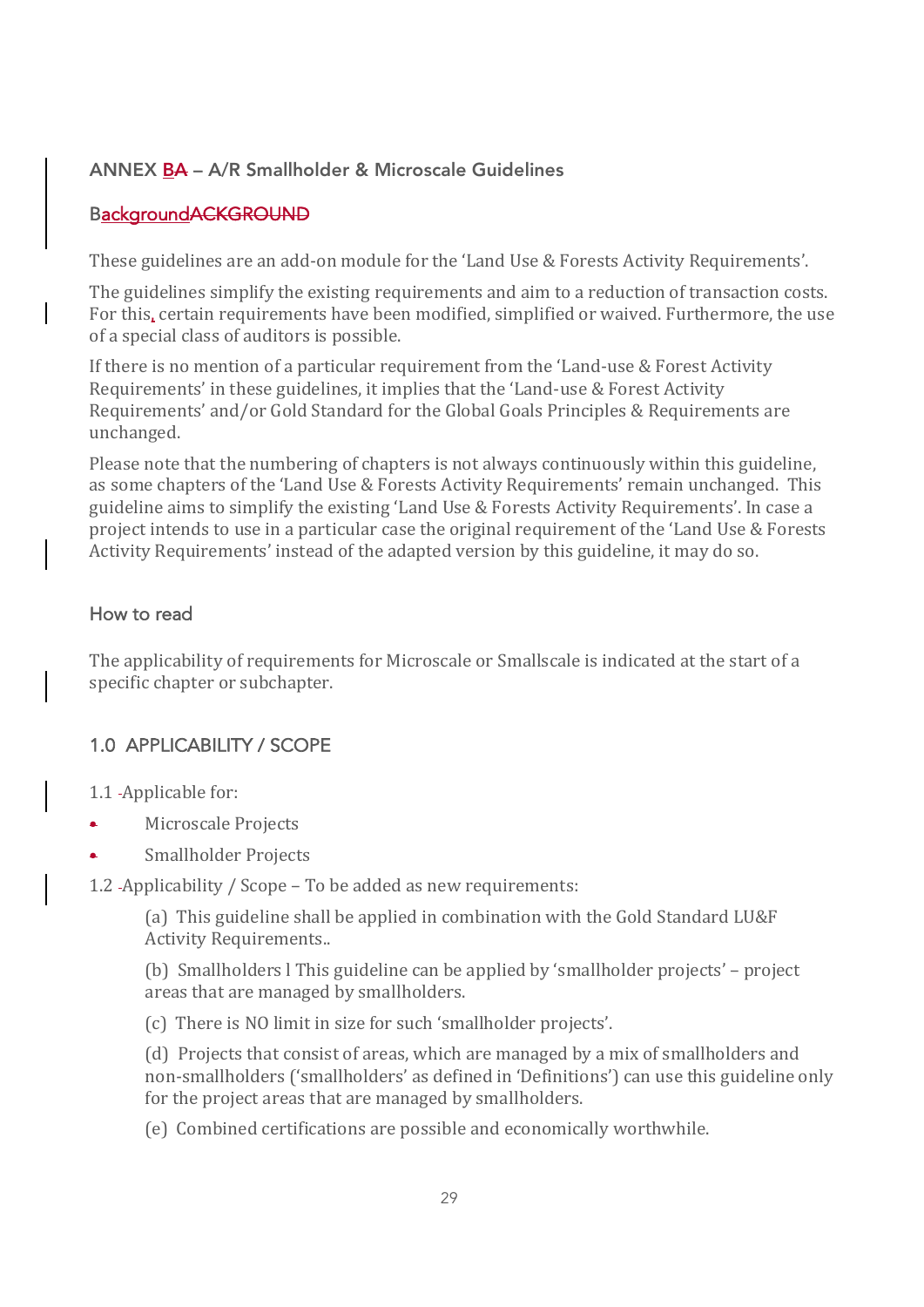## ANNEX BA – A/R Smallholder & Microscale Guidelines

### BackgroundACKGROUND

These guidelines are an add-on module for the 'Land Use & Forests Activity Requirements'.

The guidelines simplify the existing requirements and aim to a reduction of transaction costs. For this, certain requirements have been modified, simplified or waived. Furthermore, the use of a special class of auditors is possible.

If there is no mention of a particular requirement from the 'Land-use & Forest Activity Requirements' in these guidelines, it implies that the 'Land-use & Forest Activity Requirements' and/or Gold Standard for the Global Goals Principles & Requirements are unchanged.

Please note that the numbering of chapters is not always continuously within this guideline, as some chapters of the 'Land Use & Forests Activity Requirements' remain unchanged. This guideline aims to simplify the existing 'Land Use & Forests Activity Requirements'. In case a project intends to use in a particular case the original requirement of the 'Land Use & Forests Activity Requirements' instead of the adapted version by this guideline, it may do so.

### How to read

The applicability of requirements for Microscale or Smallscale is indicated at the start of a specific chapter or subchapter.

### 1.0 APPLICABILITY / SCOPE

1.1 Applicable for:

- Microscale Projects
- Smallholder Projects

1.2 Applicability / Scope – To be added as new requirements:

(a) This guideline shall be applied in combination with the Gold Standard LU&F Activity Requirements..

(b) Smallholders l This guideline can be applied by 'smallholder projects' – project areas that are managed by smallholders.

(c) There is NO limit in size for such 'smallholder projects'.

(d) Projects that consist of areas, which are managed by a mix of smallholders and non-smallholders ('smallholders' as defined in 'Definitions') can use this guideline only for the project areas that are managed by smallholders.

(e) Combined certifications are possible and economically worthwhile.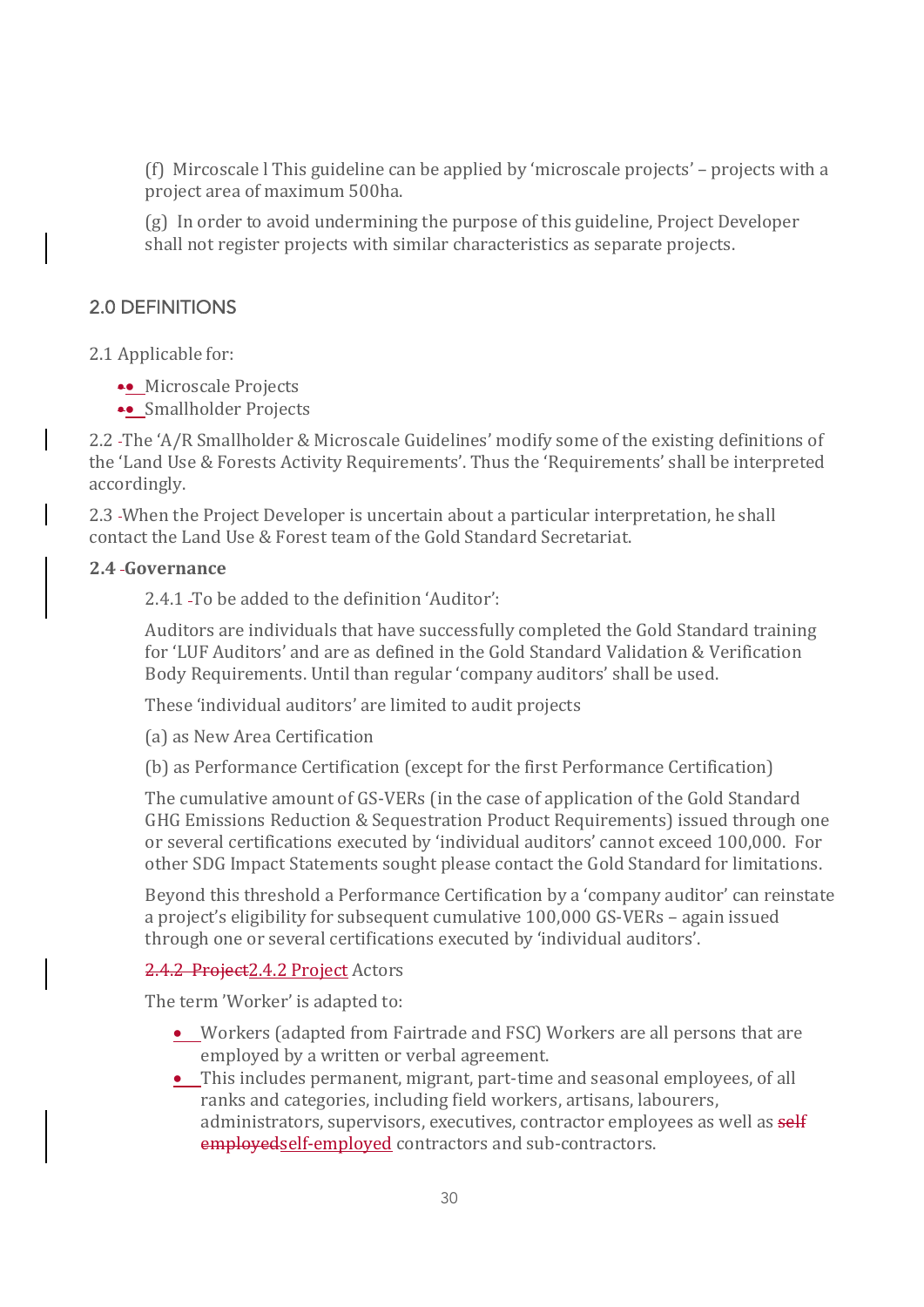(f) Mircoscale l This guideline can be applied by 'microscale projects' – projects with a project area of maximum 500ha.

(g) In order to avoid undermining the purpose of this guideline, Project Developer shall not register projects with similar characteristics as separate projects.

## 2.0 DEFINITIONS

2.1 Applicable for:

- Microscale Projects
- Smallholder Projects

2.2 The 'A/R Smallholder & Microscale Guidelines' modify some of the existing definitions of the 'Land Use & Forests Activity Requirements'. Thus the 'Requirements' shall be interpreted accordingly.

2.3 When the Project Developer is uncertain about a particular interpretation, he shall contact the Land Use & Forest team of the Gold Standard Secretariat.

**2.4 Governance**

2.4.1 To be added to the definition 'Auditor':

Auditors are individuals that have successfully completed the Gold Standard training for 'LUF Auditors' and are as defined in the Gold Standard Validation & Verification Body Requirements. Until than regular 'company auditors' shall be used.

These 'individual auditors' are limited to audit projects

(a) as New Area Certification

(b) as Performance Certification (except for the first Performance Certification)

The cumulative amount of GS-VERs (in the case of application of the Gold Standard GHG Emissions Reduction & Sequestration Product Requirements) issued through one or several certifications executed by 'individual auditors' cannot exceed 100,000. For other SDG Impact Statements sought please contact the Gold Standard for limitations.

Beyond this threshold a Performance Certification by a 'company auditor' can reinstate a project's eligibility for subsequent cumulative 100,000 GS-VERs – again issued through one or several certifications executed by 'individual auditors'.

2.4.2 Project Actors

The term 'Worker' is adapted to:

- Workers (adapted from Fairtrade and FSC) Workers are all persons that are employed by a written or verbal agreement.
- This includes permanent, migrant, part-time and seasonal employees, of all ranks and categories, including field workers, artisans, labourers, administrators, supervisors, executives, contractor employees as well as self-employed contractors and sub-contractors.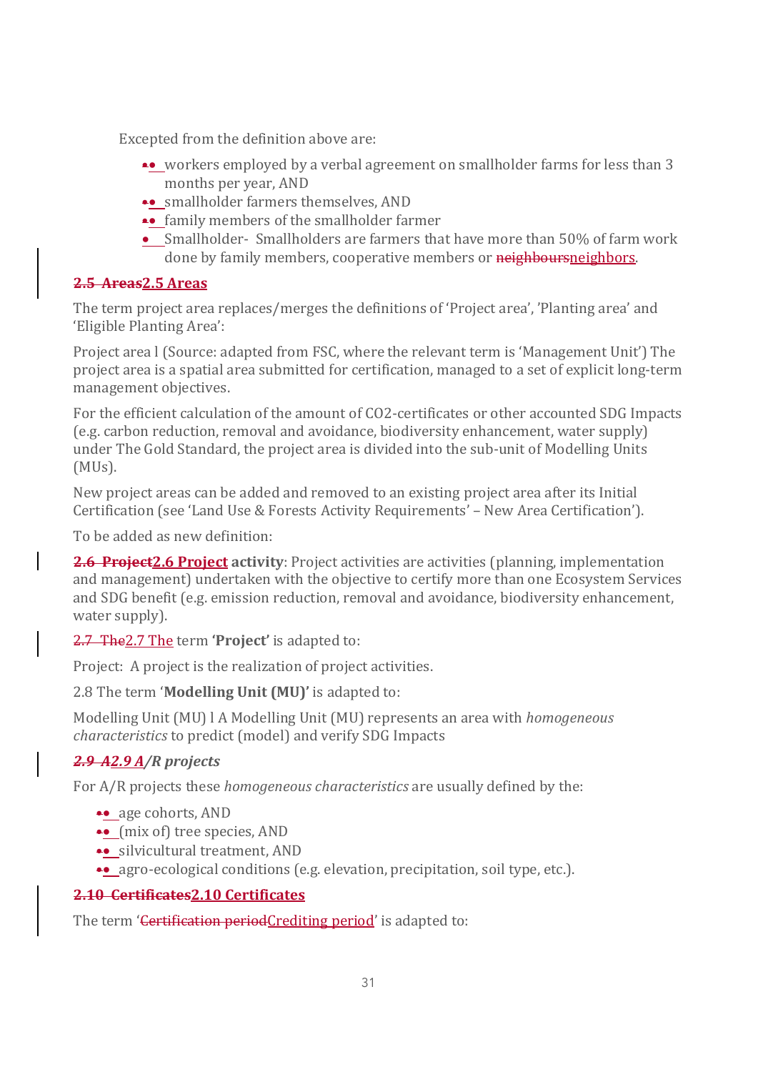Excepted from the definition above are:

- workers employed by a verbal agreement on smallholder farms for less than 3 months per year, AND
- smallholder farmers themselves, AND
- family members of the smallholder farmer
- Smallholder- Smallholders are farmers that have more than 50% of farm work done by family members, cooperative members or ~~neighbours~~neighbors.

## ~~2.5 Areas~~2.5 Areas

The term project area replaces/merges the definitions of 'Project area', 'Planting area' and 'Eligible Planting Area':

Project area l (Source: adapted from FSC, where the relevant term is 'Management Unit') The project area is a spatial area submitted for certification, managed to a set of explicit long-term management objectives.

For the efficient calculation of the amount of $CO_2$-certificates or other accounted SDG Impacts (e.g. carbon reduction, removal and avoidance, biodiversity enhancement, water supply) under The Gold Standard, the project area is divided into the sub-unit of Modelling Units (MUs).

New project areas can be added and removed to an existing project area after its Initial Certification (see 'Land Use & Forests Activity Requirements' – New Area Certification').

To be added as new definition:

**~~2.6 Project~~2.6 Project activity**: Project activities are activities (planning, implementation and management) undertaken with the objective to certify more than one Ecosystem Services and SDG benefit (e.g. emission reduction, removal and avoidance, biodiversity enhancement, water supply).

~~2.7 The~~2.7 The term **'Project'** is adapted to:

Project: A project is the realization of project activities.

2.8 The term '**Modelling Unit (MU)'** is adapted to:

Modelling Unit (MU) l A Modelling Unit (MU) represents an area with *homogeneous characteristics* to predict (model) and verify SDG Impacts

### *~~2.9 A~~2.9 A/R projects*

For A/R projects these *homogeneous characteristics* are usually defined by the:

- age cohorts, AND
- (mix of) tree species, AND
- silvicultural treatment, AND
- agro-ecological conditions (e.g. elevation, precipitation, soil type, etc.).

## ~~2.10 Certificates~~2.10 Certificates

The term '~~Certification period~~Crediting period' is adapted to: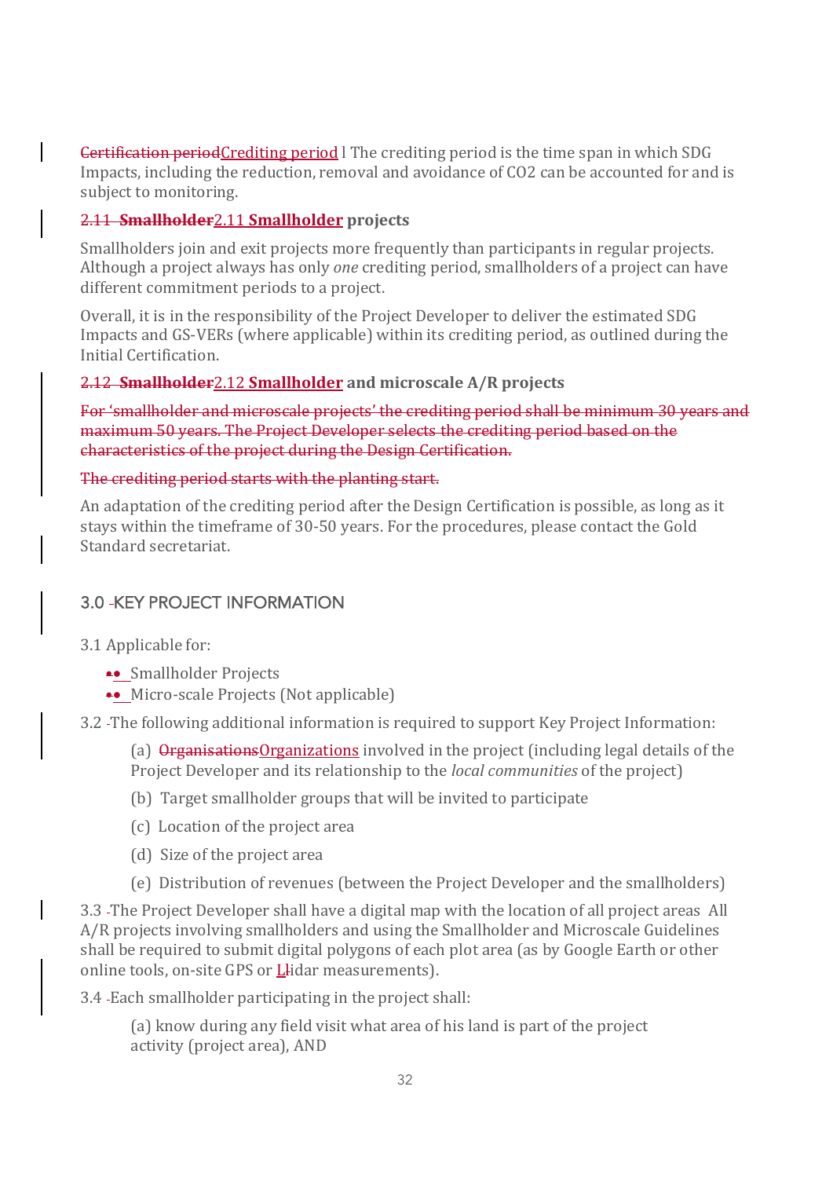~~Certification period~~Crediting period l The crediting period is the time span in which SDG Impacts, including the reduction, removal and avoidance of $CO_2$ can be accounted for and is subject to monitoring.

### ~~2.11 Smallholder~~2.11 Smallholder projects

Smallholders join and exit projects more frequently than participants in regular projects. Although a project always has only *one* crediting period, smallholders of a project can have different commitment periods to a project.

Overall, it is in the responsibility of the Project Developer to deliver the estimated SDG Impacts and GS-VERs (where applicable) within its crediting period, as outlined during the Initial Certification.

### ~~2.12 Smallholder~~2.12 Smallholder and microscale A/R projects

~~For ‘smallholder and microscale projects’ the crediting period shall be minimum 30 years and maximum 50 years. The Project Developer selects the crediting period based on the characteristics of the project during the Design Certification.~~

~~The crediting period starts with the planting start.~~

An adaptation of the crediting period after the Design Certification is possible, as long as it stays within the timeframe of 30-50 years. For the procedures, please contact the Gold Standard secretariat.

## 3.0 KEY PROJECT INFORMATION

3.1 Applicable for:

- Smallholder Projects
- Micro-scale Projects (Not applicable)

3.2 The following additional information is required to support Key Project Information:

(a) ~~Organisations~~Organizations involved in the project (including legal details of the Project Developer and its relationship to the *local communities* of the project)

(b) Target smallholder groups that will be invited to participate

(c) Location of the project area

(d) Size of the project area

(e) Distribution of revenues (between the Project Developer and the smallholders)

3.3 The Project Developer shall have a digital map with the location of all project areas All A/R projects involving smallholders and using the Smallholder and Microscale Guidelines shall be required to submit digital polygons of each plot area (as by Google Earth or other online tools, on-site GPS or Llidar measurements).

3.4 Each smallholder participating in the project shall:

(a) know during any field visit what area of his land is part of the project activity (project area), AND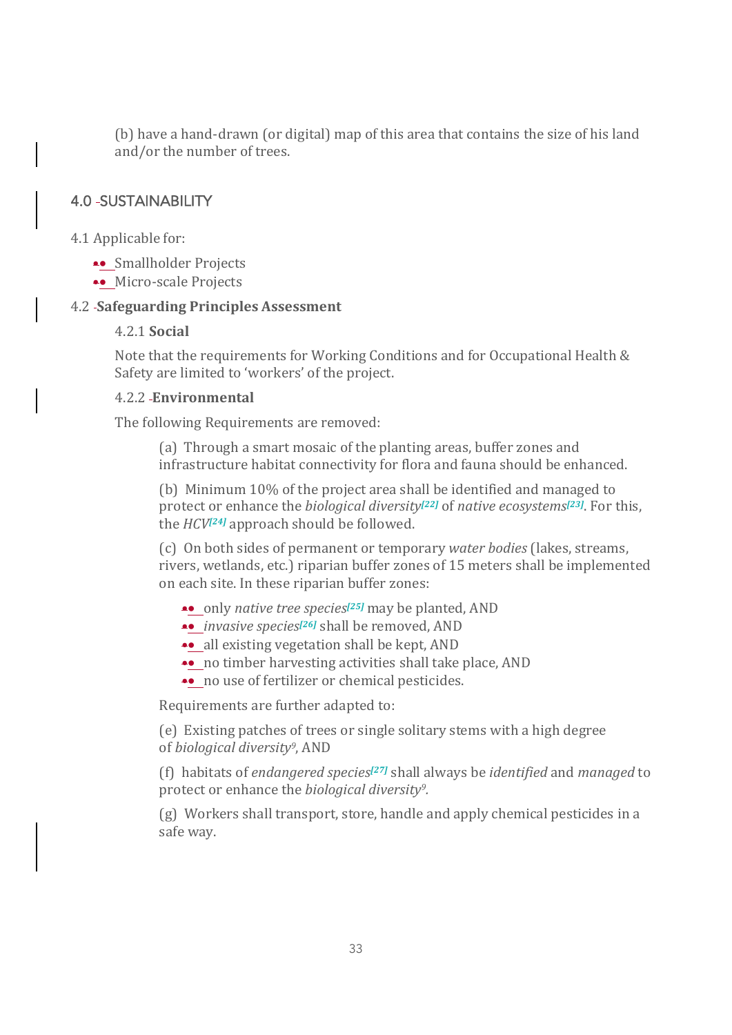(b) have a hand-drawn (or digital) map of this area that contains the size of his land and/or the number of trees.

## 4.0 SUSTAINABILITY

4.1 Applicable for:

- Smallholder Projects
- Micro-scale Projects

### 4.2 **Safeguarding Principles Assessment**

4.2.1 **Social**

Note that the requirements for Working Conditions and for Occupational Health & Safety are limited to 'workers' of the project.

4.2.2 **Environmental**

The following Requirements are removed:

(a) Through a smart mosaic of the planting areas, buffer zones and infrastructure habitat connectivity for flora and fauna should be enhanced.

(b) Minimum 10% of the project area shall be identified and managed to protect or enhance the *biological diversity*[22] of *native ecosystems*[23]. For this, the *HCV*[24] approach should be followed.

(c) On both sides of permanent or temporary *water bodies* (lakes, streams, rivers, wetlands, etc.) riparian buffer zones of 15 meters shall be implemented on each site. In these riparian buffer zones:

- only *native tree species*[25] may be planted, AND
- *invasive species*[26] shall be removed, AND
- all existing vegetation shall be kept, AND
- no timber harvesting activities shall take place, AND
- no use of fertilizer or chemical pesticides.

Requirements are further adapted to:

(e) Existing patches of trees or single solitary stems with a high degree of *biological diversity*[9], AND

(f) habitats of *endangered species*[27] shall always be *identified* and *managed* to protect or enhance the *biological diversity*[9].

(g) Workers shall transport, store, handle and apply chemical pesticides in a safe way.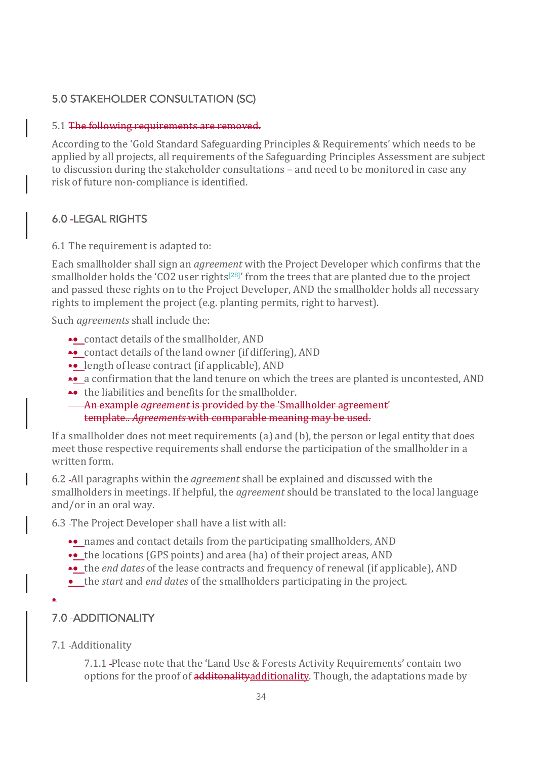## 5.0 STAKEHOLDER CONSULTATION (SC)

5.1 ~~The following requirements are removed.~~

According to the 'Gold Standard Safeguarding Principles & Requirements' which needs to be applied by all projects, all requirements of the Safeguarding Principles Assessment are subject to discussion during the stakeholder consultations – and need to be monitored in case any risk of future non-compliance is identified.

## 6.0 LEGAL RIGHTS

6.1 The requirement is adapted to:

Each smallholder shall sign an *agreement* with the Project Developer which confirms that the smallholder holds the 'CO2 user rights[28]' from the trees that are planted due to the project and passed these rights on to the Project Developer, AND the smallholder holds all necessary rights to implement the project (e.g. planting permits, right to harvest).

Such *agreements* shall include the:

- contact details of the smallholder, AND
- contact details of the land owner (if differing), AND
- length of lease contract (if applicable), AND
- a confirmation that the land tenure on which the trees are planted is uncontested, AND
- the liabilities and benefits for the smallholder.
- ~~An example *agreement* is provided by the 'Smallholder agreement' template.. *Agreements* with comparable meaning may be used.~~

If a smallholder does not meet requirements (a) and (b), the person or legal entity that does meet those respective requirements shall endorse the participation of the smallholder in a written form.

6.2 All paragraphs within the *agreement* shall be explained and discussed with the smallholders in meetings. If helpful, the *agreement* should be translated to the local language and/or in an oral way.

6.3 The Project Developer shall have a list with all:

- names and contact details from the participating smallholders, AND
- the locations (GPS points) and area (ha) of their project areas, AND
- the *end dates* of the lease contracts and frequency of renewal (if applicable), AND
- the *start* and *end dates* of the smallholders participating in the project.

## 7.0 ADDITIONALITY

7.1 Additionality

7.1.1 Please note that the 'Land Use & Forests Activity Requirements' contain two options for the proof of ~~additonality~~additionality. Though, the adaptations made by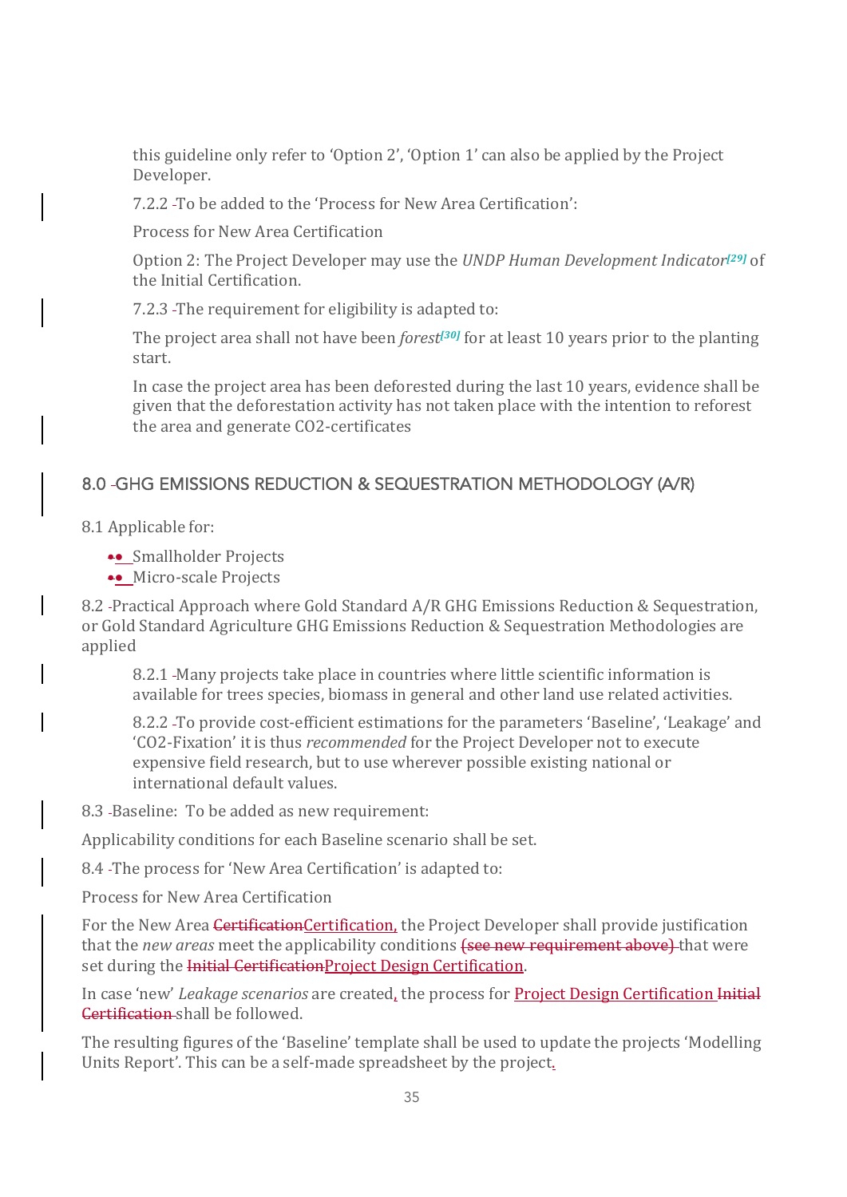this guideline only refer to 'Option 2', 'Option 1' can also be applied by the Project Developer.

7.2.2 To be added to the 'Process for New Area Certification':

Process for New Area Certification

Option 2: The Project Developer may use the *UNDP Human Development Indicator*[29] of the Initial Certification.

7.2.3 The requirement for eligibility is adapted to:

The project area shall not have been *forest*[30] for at least 10 years prior to the planting start.

In case the project area has been deforested during the last 10 years, evidence shall be given that the deforestation activity has not taken place with the intention to reforest the area and generate CO2-certificates

## 8.0 GHG EMISSIONS REDUCTION & SEQUESTRATION METHODOLOGY (A/R)

8.1 Applicable for:

- Smallholder Projects
- Micro-scale Projects

8.2 Practical Approach where Gold Standard A/R GHG Emissions Reduction & Sequestration, or Gold Standard Agriculture GHG Emissions Reduction & Sequestration Methodologies are applied

8.2.1 Many projects take place in countries where little scientific information is available for trees species, biomass in general and other land use related activities.

8.2.2 To provide cost-efficient estimations for the parameters 'Baseline', 'Leakage' and 'CO2-Fixation' it is thus *recommended* for the Project Developer not to execute expensive field research, but to use wherever possible existing national or international default values.

8.3 Baseline: To be added as new requirement:

Applicability conditions for each Baseline scenario shall be set.

8.4 The process for 'New Area Certification' is adapted to:

Process for New Area Certification

For the New Area ~~Certification~~Certification, the Project Developer shall provide justification that the *new areas* meet the applicability conditions ~~(see new requirement above)~~ that were set during the ~~Initial Certification~~Project Design Certification.

In case 'new' *Leakage scenarios* are created, the process for Project Design Certification ~~Initial Certification~~ shall be followed.

The resulting figures of the 'Baseline' template shall be used to update the projects 'Modelling Units Report'. This can be a self-made spreadsheet by the project.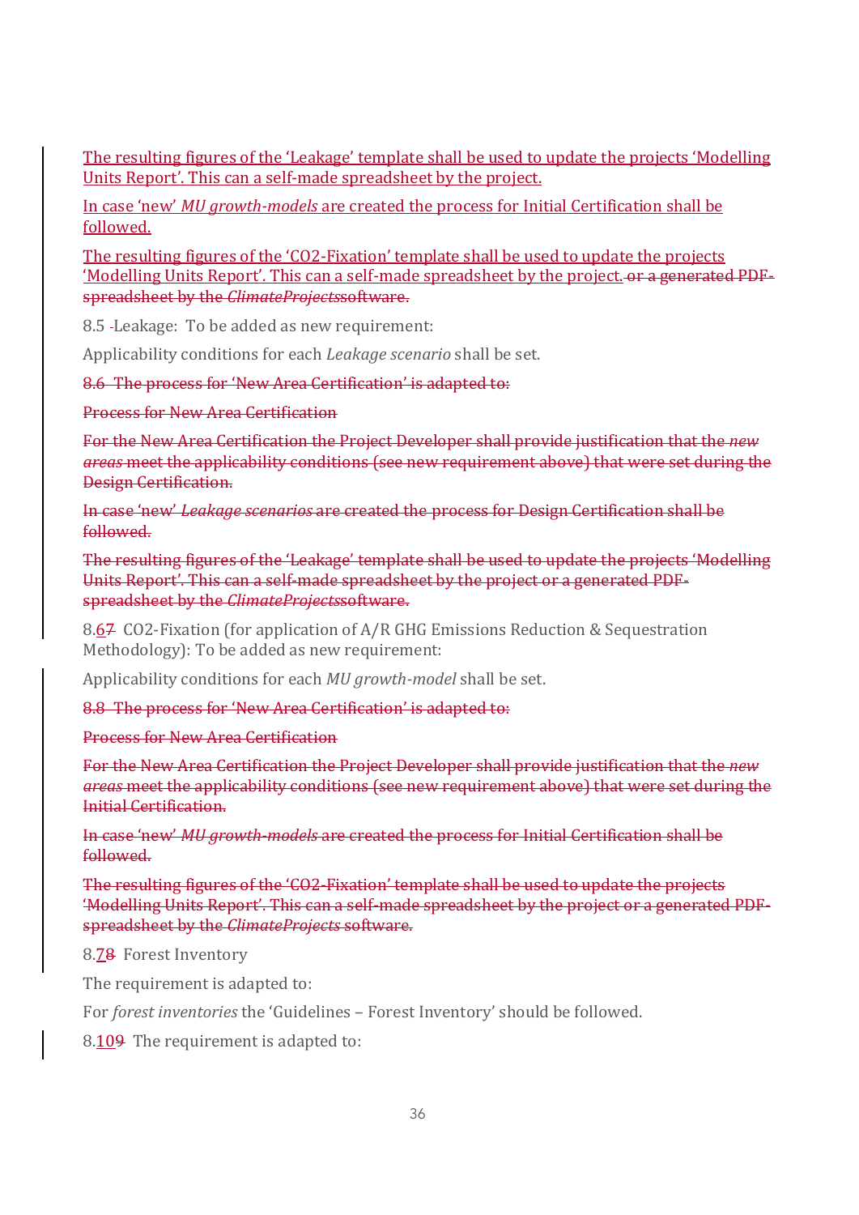The resulting figures of the 'Leakage' template shall be used to update the projects 'Modelling Units Report'. This can a self-made spreadsheet by the project.

In case 'new' *MU growth-models* are created the process for Initial Certification shall be followed.

The resulting figures of the '$CO_2$-Fixation' template shall be used to update the projects 'Modelling Units Report'. This can a self-made spreadsheet by the project. ~~or a generated PDF-spreadsheet by the *ClimateProjects*software.~~

8.5 Leakage: To be added as new requirement:

Applicability conditions for each *Leakage scenario* shall be set.

~~8.6 The process for 'New Area Certification' is adapted to:~~

~~Process for New Area Certification~~

~~For the New Area Certification the Project Developer shall provide justification that the *new areas* meet the applicability conditions (see new requirement above) that were set during the Design Certification.~~

~~In case 'new' *Leakage scenarios* are created the process for Design Certification shall be followed.~~

~~The resulting figures of the 'Leakage' template shall be used to update the projects 'Modelling Units Report'. This can a self-made spreadsheet by the project or a generated PDF-spreadsheet by the *ClimateProjects*software.~~

8.6~~7~~ $CO_2$-Fixation (for application of A/R GHG Emissions Reduction & Sequestration Methodology): To be added as new requirement:

Applicability conditions for each *MU growth-model* shall be set.

~~8.8 The process for 'New Area Certification' is adapted to:~~

~~Process for New Area Certification~~

~~For the New Area Certification the Project Developer shall provide justification that the *new areas* meet the applicability conditions (see new requirement above) that were set during the Initial Certification.~~

~~In case 'new' *MU growth-models* are created the process for Initial Certification shall be followed.~~

~~The resulting figures of the '$CO_2$-Fixation' template shall be used to update the projects 'Modelling Units Report'. This can a self-made spreadsheet by the project or a generated PDF-spreadsheet by the *ClimateProjects* software.~~

8.7~~8~~ Forest Inventory

The requirement is adapted to:

For *forest inventories* the 'Guidelines – Forest Inventory' should be followed.

8.10~~9~~ The requirement is adapted to: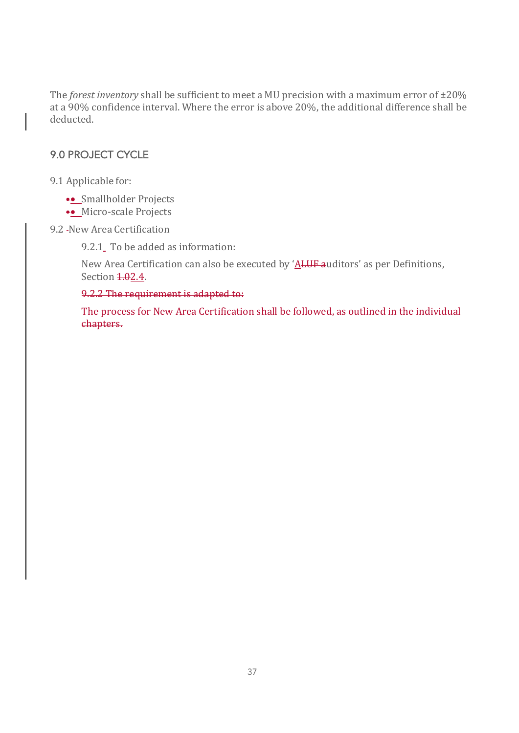The *forest inventory* shall be sufficient to meet a MU precision with a maximum error of ±20% at a 90% confidence interval. Where the error is above 20%, the additional difference shall be deducted.

## 9.0 PROJECT CYCLE

9.1 Applicable for:

- Smallholder Projects
- Micro-scale Projects

9.2 -New Area Certification

9.2.1 –To be added as information:

New Area Certification can also be executed by 'ALUF auditors' as per Definitions, Section 1.02.4.

~~9.2.2 The requirement is adapted to:~~

~~The process for New Area Certification shall be followed, as outlined in the individual chapters.~~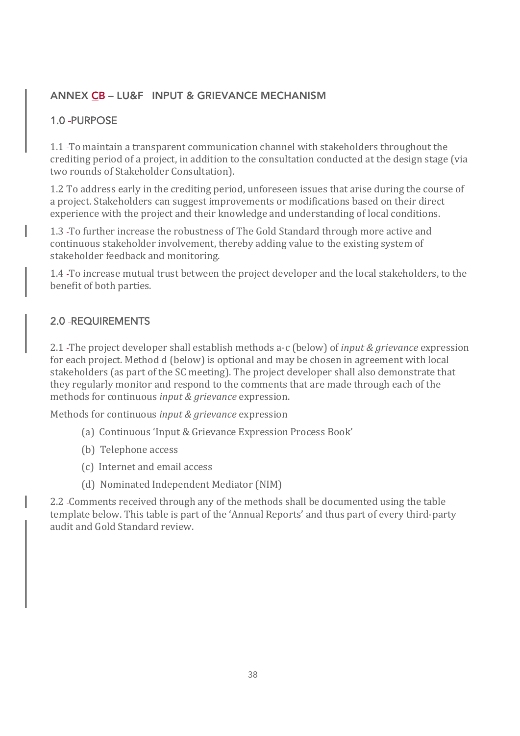## ANNEX C – LU&F INPUT & GRIEVANCE MECHANISM

### 1.0 PURPOSE

1.1 To maintain a transparent communication channel with stakeholders throughout the crediting period of a project, in addition to the consultation conducted at the design stage (via two rounds of Stakeholder Consultation).

1.2 To address early in the crediting period, unforeseen issues that arise during the course of a project. Stakeholders can suggest improvements or modifications based on their direct experience with the project and their knowledge and understanding of local conditions.

1.3 To further increase the robustness of The Gold Standard through more active and continuous stakeholder involvement, thereby adding value to the existing system of stakeholder feedback and monitoring.

1.4 To increase mutual trust between the project developer and the local stakeholders, to the benefit of both parties.

### 2.0 REQUIREMENTS

2.1 The project developer shall establish methods a-c (below) of *input & grievance* expression for each project. Method d (below) is optional and may be chosen in agreement with local stakeholders (as part of the SC meeting). The project developer shall also demonstrate that they regularly monitor and respond to the comments that are made through each of the methods for continuous *input & grievance* expression.

Methods for continuous *input & grievance* expression

(a) Continuous 'Input & Grievance Expression Process Book'

(b) Telephone access

(c) Internet and email access

(d) Nominated Independent Mediator (NIM)

2.2 Comments received through any of the methods shall be documented using the table template below. This table is part of the 'Annual Reports' and thus part of every third-party audit and Gold Standard review.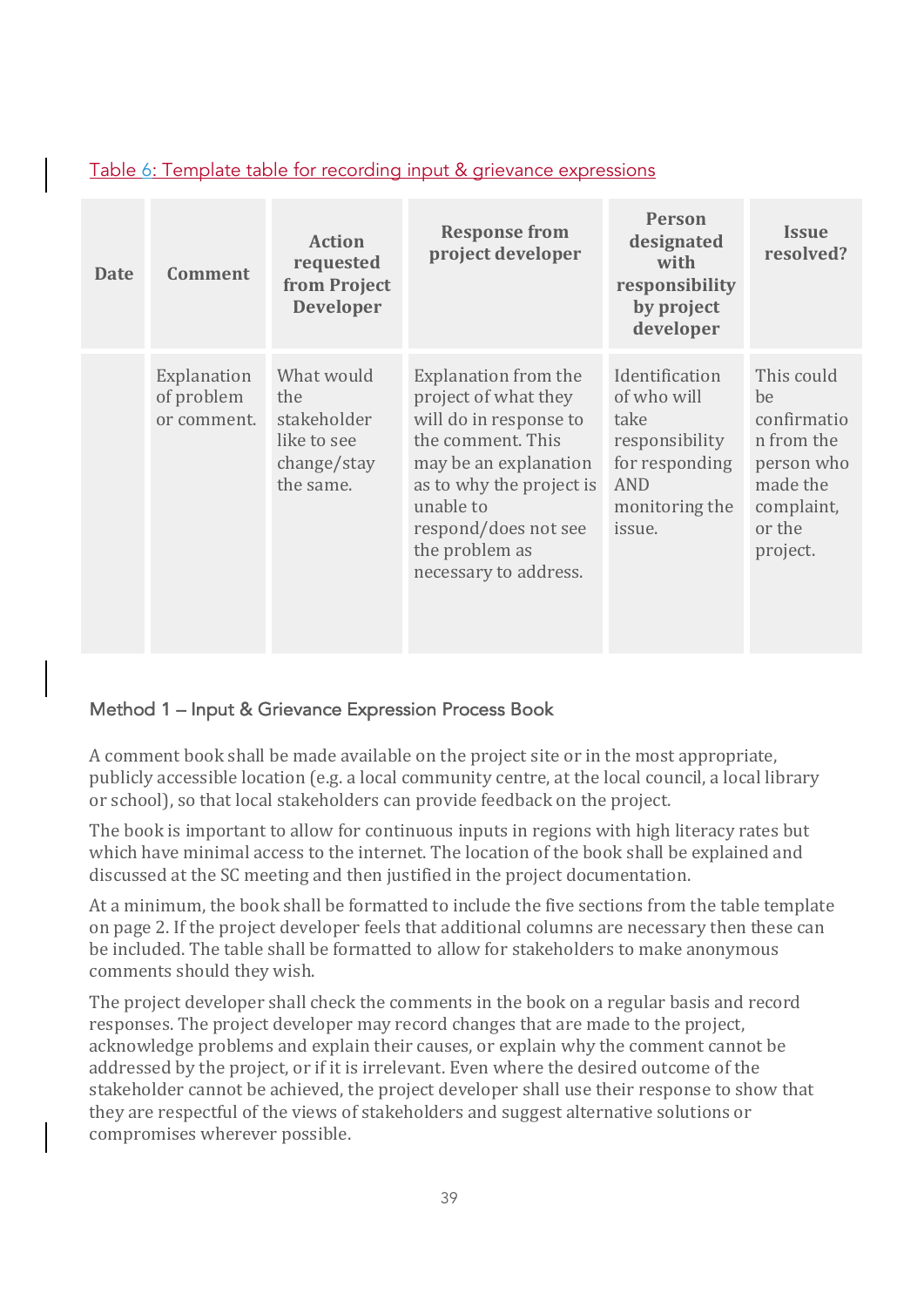Table 6: Template table for recording input & grievance expressions

| Date | Comment | Action requested from Project Developer | Response from project developer | Person designated with responsibility by project developer | Issue resolved? |
|---|---|---|---|---|---|
| | Explanation of problem or comment. | What would the stakeholder like to see change/stay the same. | Explanation from the project of what they will do in response to the comment. This may be an explanation as to why the project is unable to respond/does not see the problem as necessary to address. | Identification of who will take responsibility for responding AND monitoring the issue. | This could be confirmation from the person who made the complaint, or the project. |

## Method 1 – Input & Grievance Expression Process Book

A comment book shall be made available on the project site or in the most appropriate, publicly accessible location (e.g. a local community centre, at the local council, a local library or school), so that local stakeholders can provide feedback on the project.

The book is important to allow for continuous inputs in regions with high literacy rates but which have minimal access to the internet. The location of the book shall be explained and discussed at the SC meeting and then justified in the project documentation.

At a minimum, the book shall be formatted to include the five sections from the table template on page 2. If the project developer feels that additional columns are necessary then these can be included. The table shall be formatted to allow for stakeholders to make anonymous comments should they wish.

The project developer shall check the comments in the book on a regular basis and record responses. The project developer may record changes that are made to the project, acknowledge problems and explain their causes, or explain why the comment cannot be addressed by the project, or if it is irrelevant. Even where the desired outcome of the stakeholder cannot be achieved, the project developer shall use their response to show that they are respectful of the views of stakeholders and suggest alternative solutions or compromises wherever possible.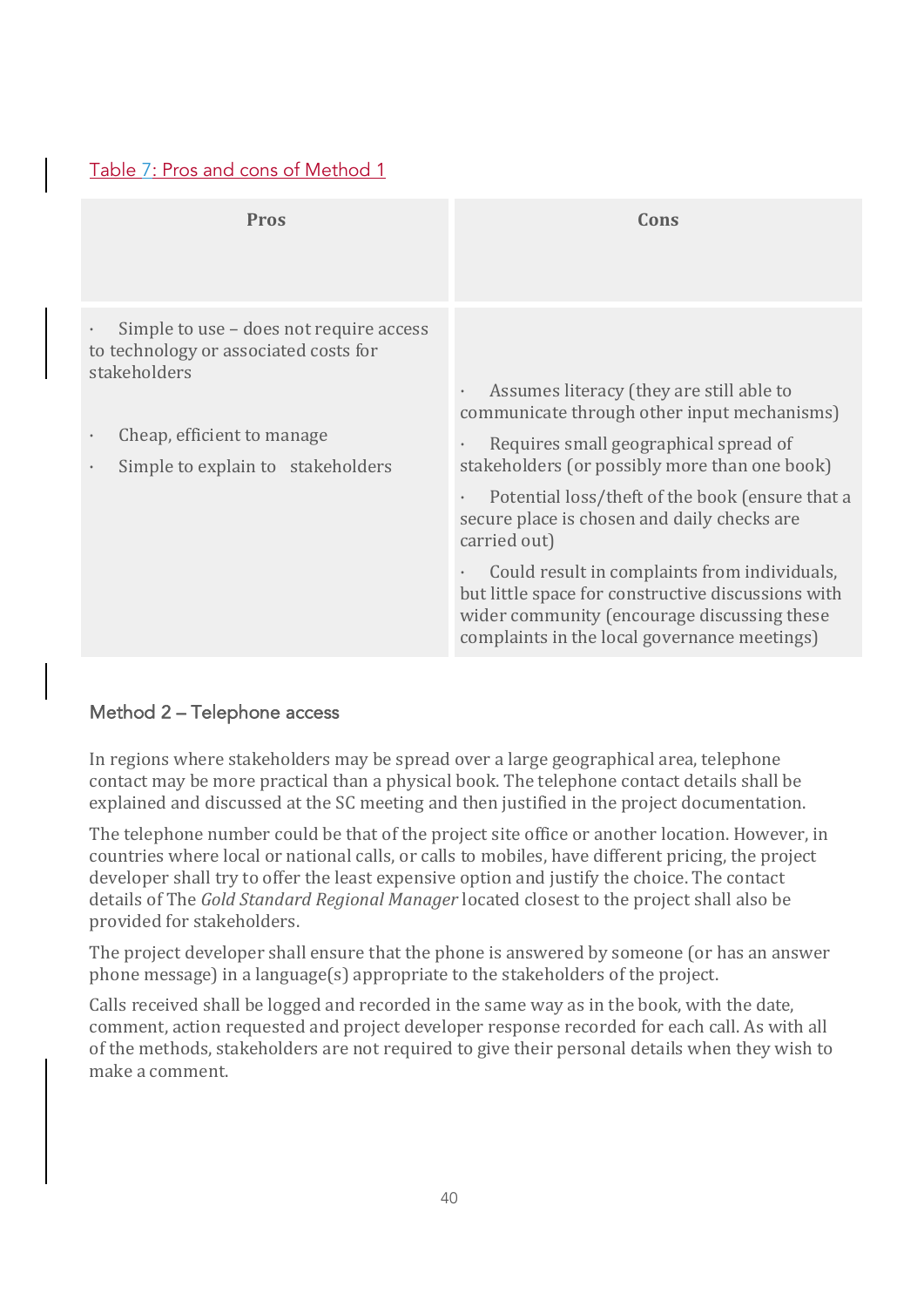Table 7: Pros and cons of Method 1

| Pros | Cons |
|---|---|
| · Simple to use – does not require access to technology or associated costs for stakeholders<br><br>· Cheap, efficient to manage<br><br>· Simple to explain to stakeholders | · Assumes literacy (they are still able to communicate through other input mechanisms)<br><br>· Requires small geographical spread of stakeholders (or possibly more than one book)<br><br>· Potential loss/theft of the book (ensure that a secure place is chosen and daily checks are carried out)<br><br>· Could result in complaints from individuals, but little space for constructive discussions with wider community (encourage discussing these complaints in the local governance meetings) |

### Method 2 – Telephone access

In regions where stakeholders may be spread over a large geographical area, telephone contact may be more practical than a physical book. The telephone contact details shall be explained and discussed at the SC meeting and then justified in the project documentation.

The telephone number could be that of the project site office or another location. However, in countries where local or national calls, or calls to mobiles, have different pricing, the project developer shall try to offer the least expensive option and justify the choice. The contact details of The *Gold Standard Regional Manager* located closest to the project shall also be provided for stakeholders.

The project developer shall ensure that the phone is answered by someone (or has an answer phone message) in a language(s) appropriate to the stakeholders of the project.

Calls received shall be logged and recorded in the same way as in the book, with the date, comment, action requested and project developer response recorded for each call. As with all of the methods, stakeholders are not required to give their personal details when they wish to make a comment.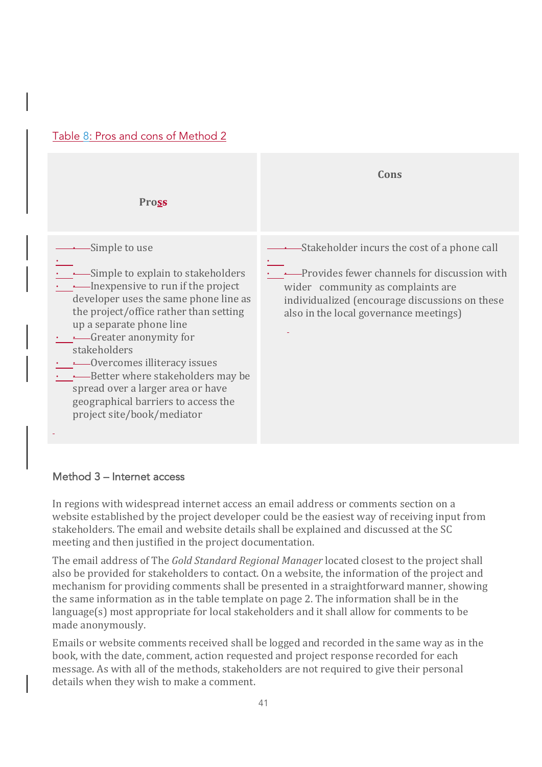Table 8: Pros and cons of Method 2

| Pross | Cons |
| --- | --- |
| • Simple to use<br>• Simple to explain to stakeholders<br>• Inexpensive to run if the project developer uses the same phone line as the project/office rather than setting up a separate phone line<br>• Greater anonymity for stakeholders<br>• Overcomes illiteracy issues<br>• Better where stakeholders may be spread over a larger area or have geographical barriers to access the project site/book/mediator | • Stakeholder incurs the cost of a phone call<br>• Provides fewer channels for discussion with wider community as complaints are individualized (encourage discussions on these also in the local governance meetings) |

### Method 3 – Internet access

In regions with widespread internet access an email address or comments section on a website established by the project developer could be the easiest way of receiving input from stakeholders. The email and website details shall be explained and discussed at the SC meeting and then justified in the project documentation.

The email address of The *Gold Standard Regional Manager* located closest to the project shall also be provided for stakeholders to contact. On a website, the information of the project and mechanism for providing comments shall be presented in a straightforward manner, showing the same information as in the table template on page 2. The information shall be in the language(s) most appropriate for local stakeholders and it shall allow for comments to be made anonymously.

Emails or website comments received shall be logged and recorded in the same way as in the book, with the date, comment, action requested and project response recorded for each message. As with all of the methods, stakeholders are not required to give their personal details when they wish to make a comment.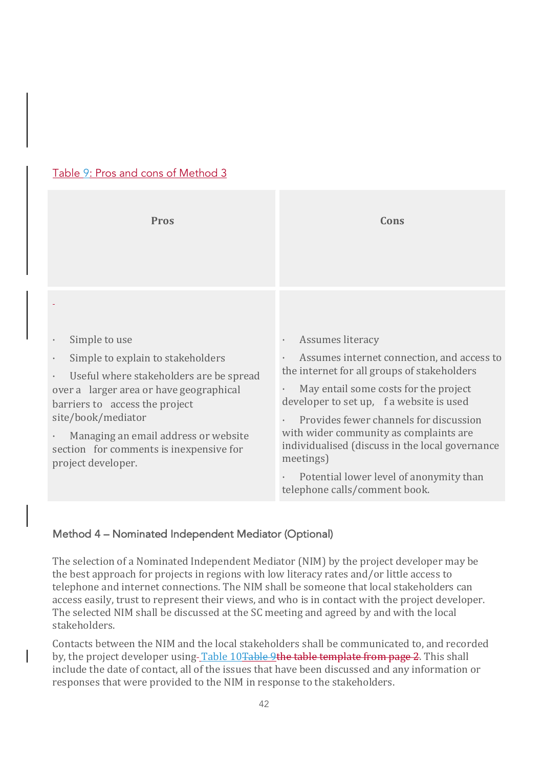Table 9: Pros and cons of Method 3

| Pros | Cons |
|---|---|
| • Simple to use<br>• Simple to explain to stakeholders<br>• Useful where stakeholders are be spread over a larger area or have geographical barriers to access the project site/book/mediator<br>• Managing an email address or website section for comments is inexpensive for project developer. | • Assumes literacy<br>• Assumes internet connection, and access to the internet for all groups of stakeholders<br>• May entail some costs for the project developer to set up, f a website is used<br>• Provides fewer channels for discussion with wider community as complaints are individualised (discuss in the local governance meetings)<br>• Potential lower level of anonymity than telephone calls/comment book. |

### Method 4 – Nominated Independent Mediator (Optional)

The selection of a Nominated Independent Mediator (NIM) by the project developer may be the best approach for projects in regions with low literacy rates and/or little access to telephone and internet connections. The NIM shall be someone that local stakeholders can access easily, trust to represent their views, and who is in contact with the project developer. The selected NIM shall be discussed at the SC meeting and agreed by and with the local stakeholders.

Contacts between the NIM and the local stakeholders shall be communicated to, and recorded by, the project developer using Table 10~~Table 9the table template from page 2~~. This shall include the date of contact, all of the issues that have been discussed and any information or responses that were provided to the NIM in response to the stakeholders.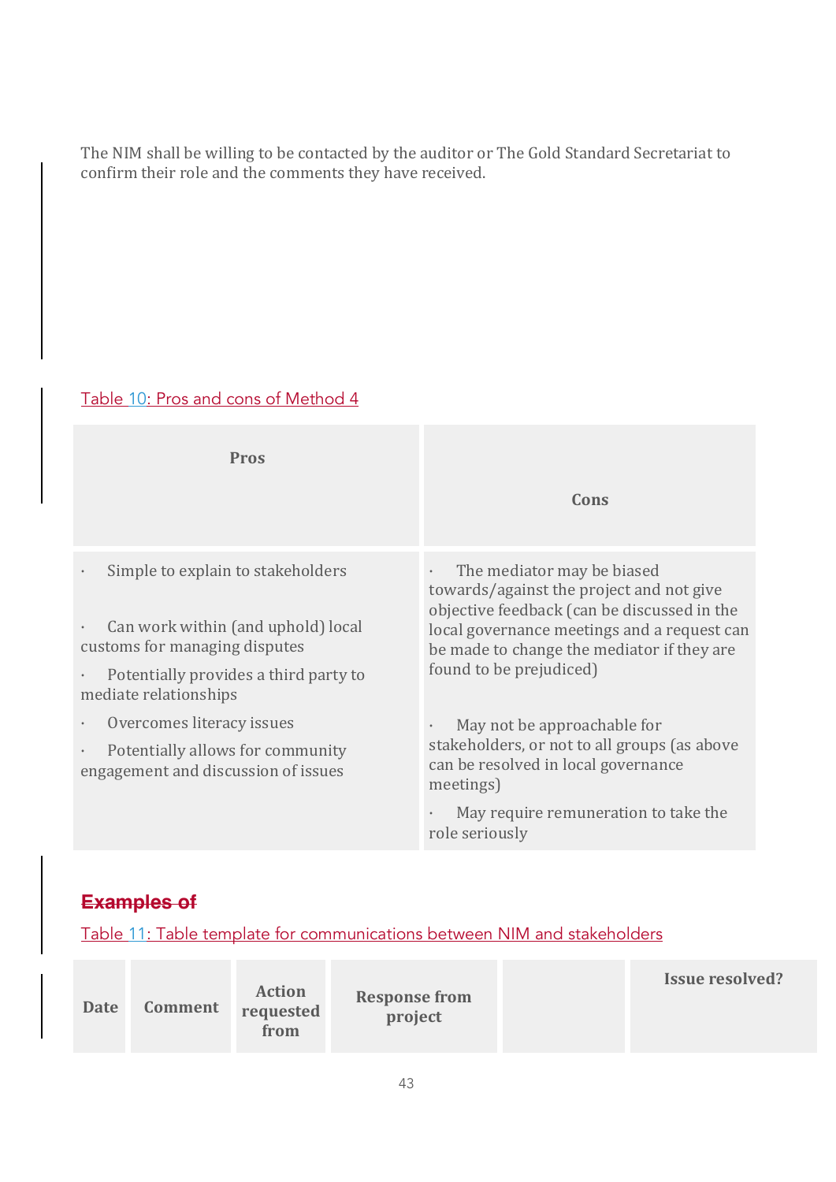The NIM shall be willing to be contacted by the auditor or The Gold Standard Secretariat to confirm their role and the comments they have received.

Table 10: Pros and cons of Method 4

| Pros | Cons |
| --- | --- |
| · Simple to explain to stakeholders<br>· Can work within (and uphold) local customs for managing disputes<br>· Potentially provides a third party to mediate relationships<br>· Overcomes literacy issues<br>· Potentially allows for community engagement and discussion of issues | · The mediator may be biased towards/against the project and not give objective feedback (can be discussed in the local governance meetings and a request can be made to change the mediator if they are found to be prejudiced)<br>· May not be approachable for stakeholders, or not to all groups (as above can be resolved in local governance meetings)<br>· May require remuneration to take the role seriously |

~~Examples of~~

Table 11: Table template for communications between NIM and stakeholders

| Date | Comment | Action requested from | Response from project | | Issue resolved? |
| --- | --- | --- | --- | --- | --- |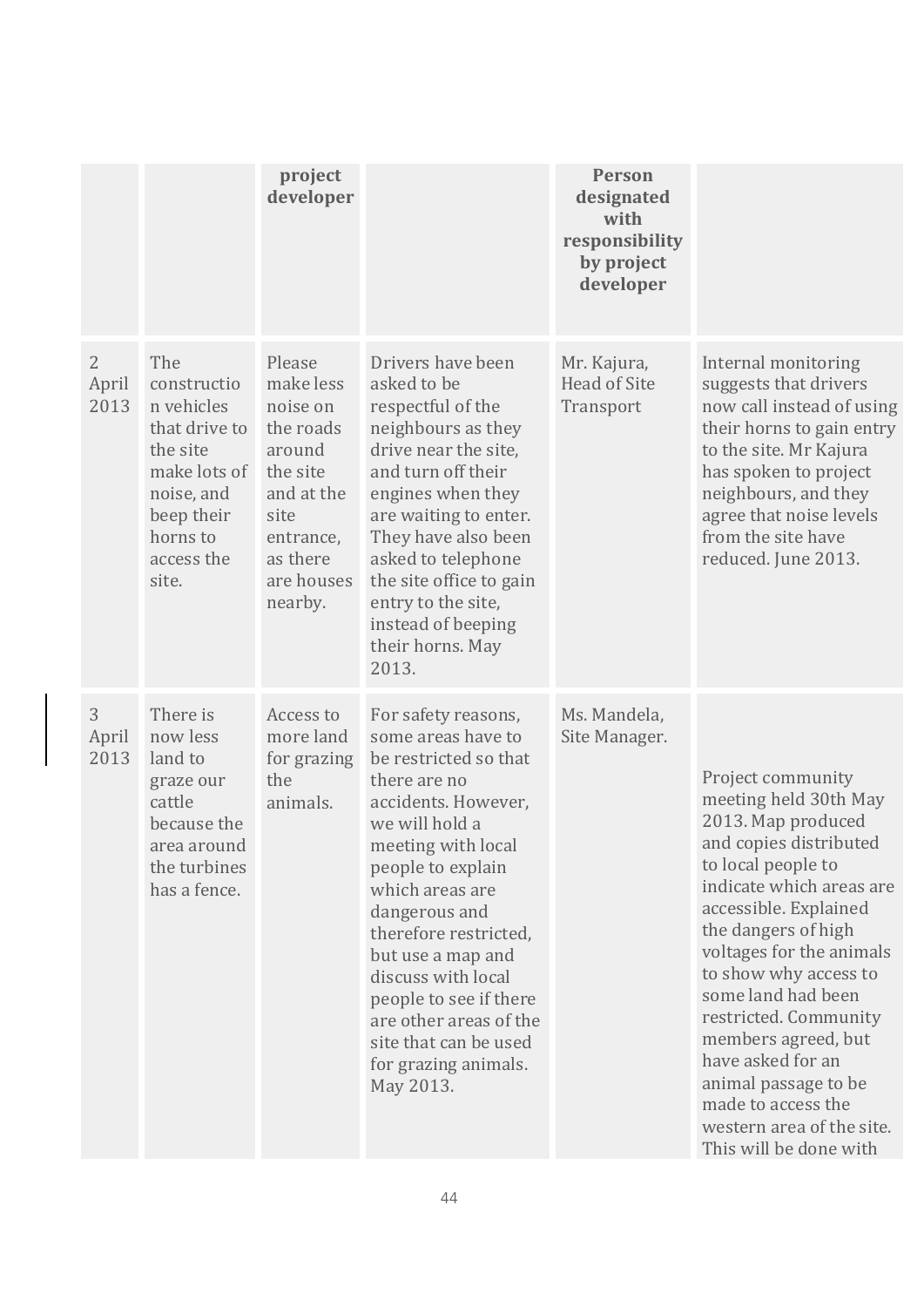|  |  | project developer |  | Person designated with responsibility by project developer |  |
|---|---|---|---|---|---|
| 2 April 2013 | The construction vehicles that drive to the site make lots of noise, and beep their horns to access the site. | Please make less noise on the roads around the site and at the site entrance, as there are houses nearby. | Drivers have been asked to be respectful of the neighbours as they drive near the site, and turn off their engines when they are waiting to enter. They have also been asked to telephone the site office to gain entry to the site, instead of beeping their horns. May 2013. | Mr. Kajura, Head of Site Transport | Internal monitoring suggests that drivers now call instead of using their horns to gain entry to the site. Mr Kajura has spoken to project neighbours, and they agree that noise levels from the site have reduced. June 2013. |
| 3 April 2013 | There is now less land to graze our cattle because the area around the turbines has a fence. | Access to more land for grazing the animals. | For safety reasons, some areas have to be restricted so that there are no accidents. However, we will hold a meeting with local people to explain which areas are dangerous and therefore restricted, but use a map and discuss with local people to see if there are other areas of the site that can be used for grazing animals. May 2013. | Ms. Mandela, Site Manager. | Project community meeting held 30th May 2013. Map produced and copies distributed to local people to indicate which areas are accessible. Explained the dangers of high voltages for the animals to show why access to some land had been restricted. Community members agreed, but have asked for an animal passage to be made to access the western area of the site. This will be done with |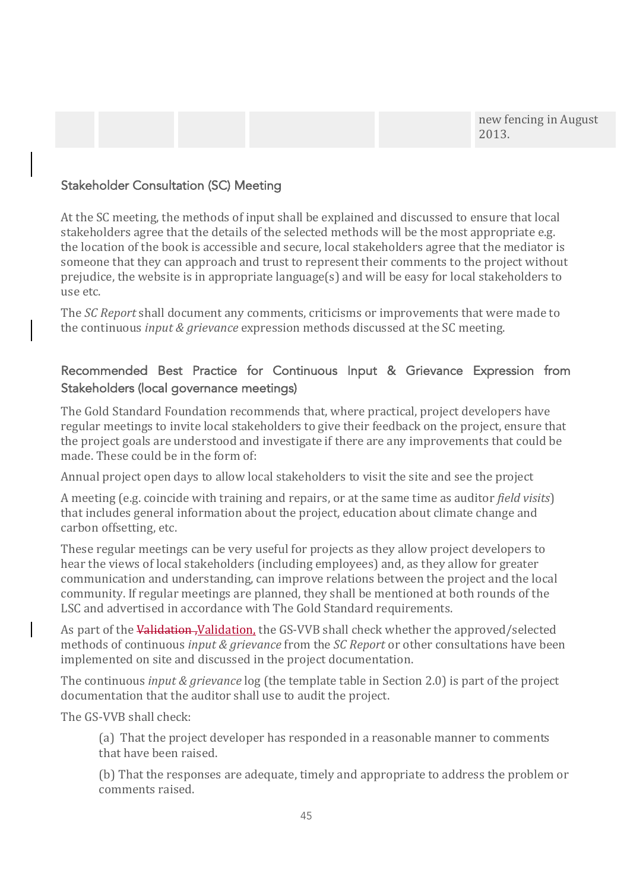| | | | | | |
|---|---|---|---|---|---|
| | | | | | new fencing in August 2013. |

### Stakeholder Consultation (SC) Meeting

At the SC meeting, the methods of input shall be explained and discussed to ensure that local stakeholders agree that the details of the selected methods will be the most appropriate e.g. the location of the book is accessible and secure, local stakeholders agree that the mediator is someone that they can approach and trust to represent their comments to the project without prejudice, the website is in appropriate language(s) and will be easy for local stakeholders to use etc.

The *SC Report* shall document any comments, criticisms or improvements that were made to the continuous *input & grievance* expression methods discussed at the SC meeting.

### Recommended Best Practice for Continuous Input & Grievance Expression from Stakeholders (local governance meetings)

The Gold Standard Foundation recommends that, where practical, project developers have regular meetings to invite local stakeholders to give their feedback on the project, ensure that the project goals are understood and investigate if there are any improvements that could be made. These could be in the form of:

Annual project open days to allow local stakeholders to visit the site and see the project

A meeting (e.g. coincide with training and repairs, or at the same time as auditor *field visits*) that includes general information about the project, education about climate change and carbon offsetting, etc.

These regular meetings can be very useful for projects as they allow project developers to hear the views of local stakeholders (including employees) and, as they allow for greater communication and understanding, can improve relations between the project and the local community. If regular meetings are planned, they shall be mentioned at both rounds of the LSC and advertised in accordance with The Gold Standard requirements.

As part of the ~~Validation ,~~Validation, the GS-VVB shall check whether the approved/selected methods of continuous *input & grievance* from the *SC Report* or other consultations have been implemented on site and discussed in the project documentation.

The continuous *input & grievance* log (the template table in Section 2.0) is part of the project documentation that the auditor shall use to audit the project.

The GS-VVB shall check:

(a) That the project developer has responded in a reasonable manner to comments that have been raised.

(b) That the responses are adequate, timely and appropriate to address the problem or comments raised.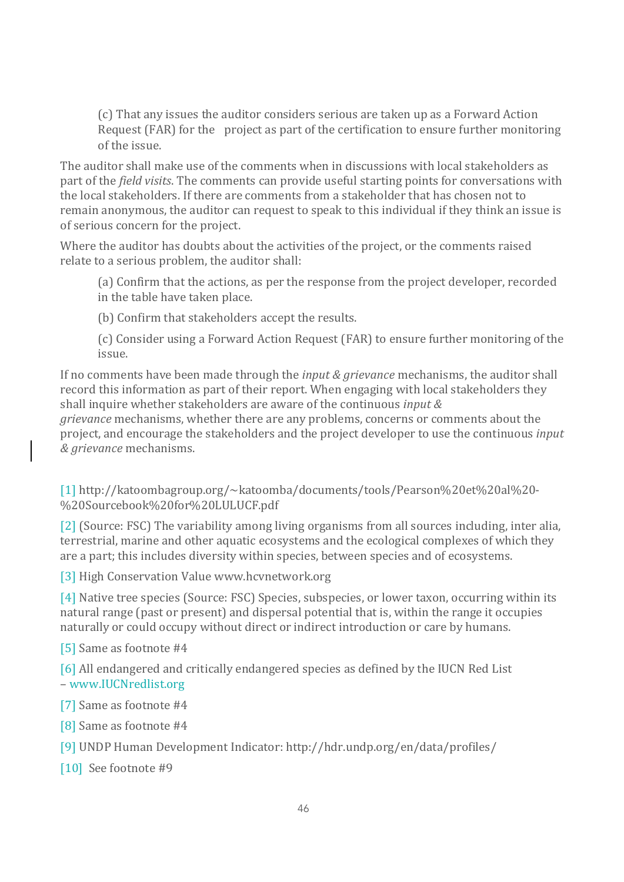(c) That any issues the auditor considers serious are taken up as a Forward Action Request (FAR) for the project as part of the certification to ensure further monitoring of the issue.

The auditor shall make use of the comments when in discussions with local stakeholders as part of the *field visits*. The comments can provide useful starting points for conversations with the local stakeholders. If there are comments from a stakeholder that has chosen not to remain anonymous, the auditor can request to speak to this individual if they think an issue is of serious concern for the project.

Where the auditor has doubts about the activities of the project, or the comments raised relate to a serious problem, the auditor shall:

(a) Confirm that the actions, as per the response from the project developer, recorded in the table have taken place.

(b) Confirm that stakeholders accept the results.

(c) Consider using a Forward Action Request (FAR) to ensure further monitoring of the issue.

If no comments have been made through the *input & grievance* mechanisms, the auditor shall record this information as part of their report. When engaging with local stakeholders they shall inquire whether stakeholders are aware of the continuous *input & grievance* mechanisms, whether there are any problems, concerns or comments about the project, and encourage the stakeholders and the project developer to use the continuous *input & grievance* mechanisms.

[1] http://katoombagroup.org/~katoomba/documents/tools/Pearson%20et%20al%20-%20Sourcebook%20for%20LULUCF.pdf

[2] (Source: FSC) The variability among living organisms from all sources including, inter alia, terrestrial, marine and other aquatic ecosystems and the ecological complexes of which they are a part; this includes diversity within species, between species and of ecosystems.

[3] High Conservation Value www.hcvnetwork.org

[4] Native tree species (Source: FSC) Species, subspecies, or lower taxon, occurring within its natural range (past or present) and dispersal potential that is, within the range it occupies naturally or could occupy without direct or indirect introduction or care by humans.

[5] Same as footnote #4

[6] All endangered and critically endangered species as defined by the IUCN Red List – www.IUCNredlist.org

[7] Same as footnote #4

[8] Same as footnote #4

[9] UNDP Human Development Indicator: http://hdr.undp.org/en/data/profiles/

[10] See footnote #9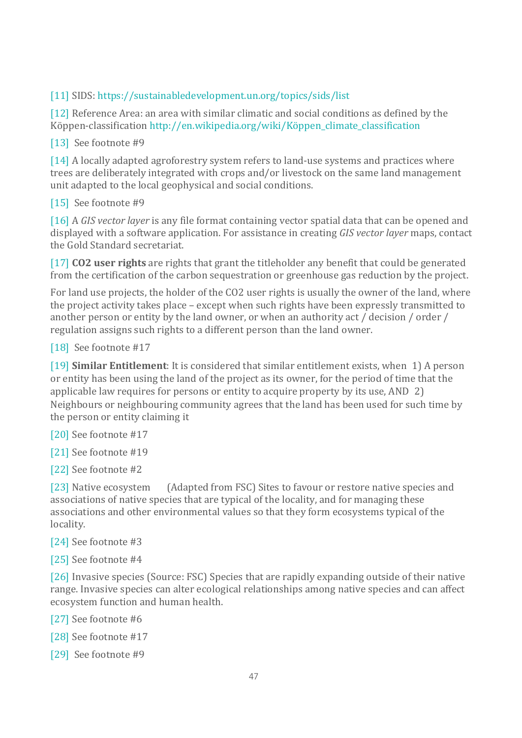[11] SIDS: https://sustainabledevelopment.un.org/topics/sids/list

[12] Reference Area: an area with similar climatic and social conditions as defined by the Köppen-classification http://en.wikipedia.org/wiki/Köppen_climate_classification

[13] See footnote #9

[14] A locally adapted agroforestry system refers to land-use systems and practices where trees are deliberately integrated with crops and/or livestock on the same land management unit adapted to the local geophysical and social conditions.

[15] See footnote #9

[16] A *GIS vector layer* is any file format containing vector spatial data that can be opened and displayed with a software application. For assistance in creating *GIS vector layer* maps, contact the Gold Standard secretariat.

[17] **CO2 user rights** are rights that grant the titleholder any benefit that could be generated from the certification of the carbon sequestration or greenhouse gas reduction by the project.

For land use projects, the holder of the CO2 user rights is usually the owner of the land, where the project activity takes place – except when such rights have been expressly transmitted to another person or entity by the land owner, or when an authority act / decision / order / regulation assigns such rights to a different person than the land owner.

[18] See footnote #17

[19] **Similar Entitlement**: It is considered that similar entitlement exists, when 1) A person or entity has been using the land of the project as its owner, for the period of time that the applicable law requires for persons or entity to acquire property by its use, AND 2) Neighbours or neighbouring community agrees that the land has been used for such time by the person or entity claiming it

[20] See footnote #17

[21] See footnote #19

[22] See footnote #2

[23] Native ecosystem (Adapted from FSC) Sites to favour or restore native species and associations of native species that are typical of the locality, and for managing these associations and other environmental values so that they form ecosystems typical of the locality.

[24] See footnote #3

[25] See footnote #4

[26] Invasive species (Source: FSC) Species that are rapidly expanding outside of their native range. Invasive species can alter ecological relationships among native species and can affect ecosystem function and human health.

[27] See footnote #6

[28] See footnote #17

[29] See footnote #9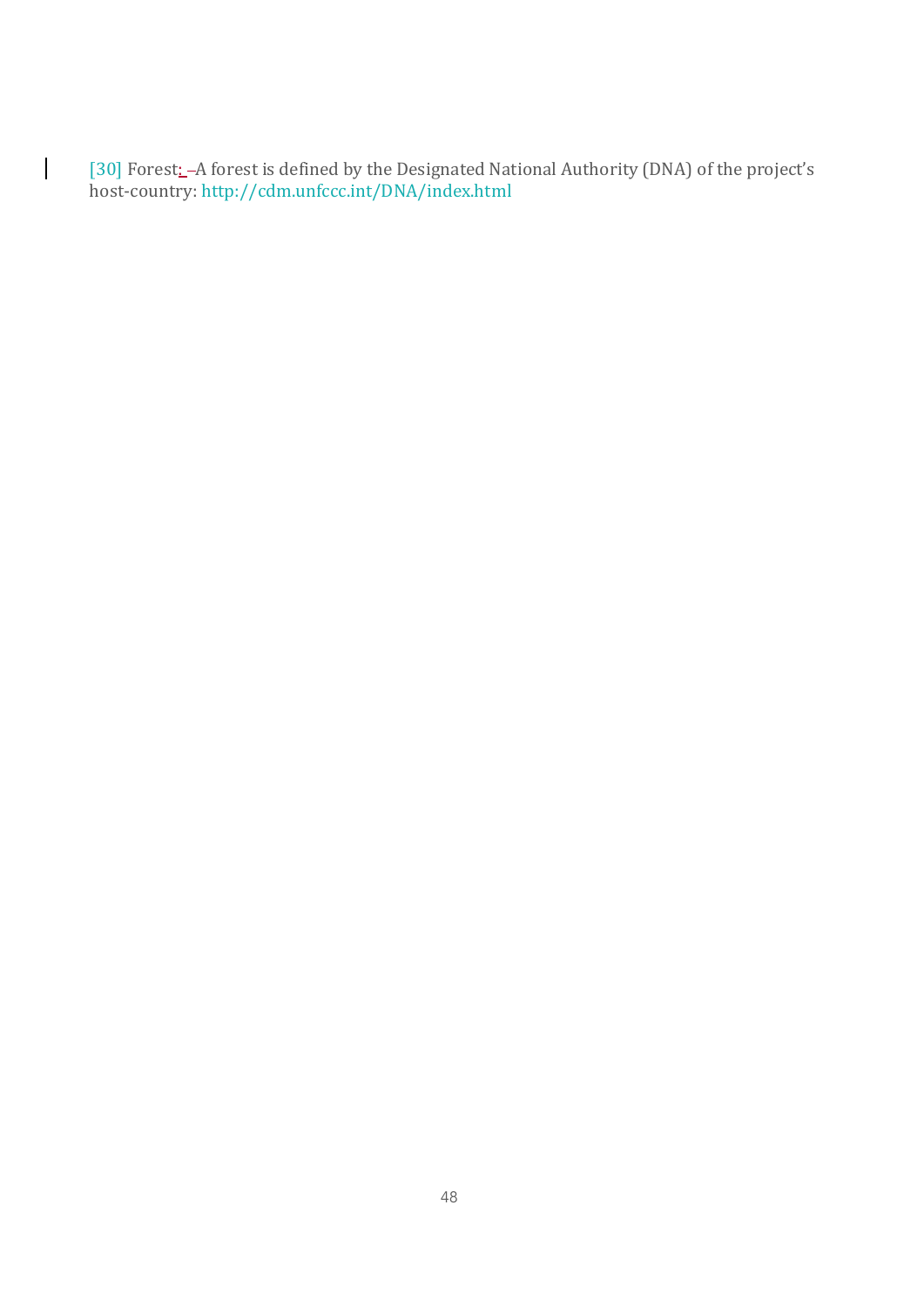[30] Forest: A forest is defined by the Designated National Authority (DNA) of the project's host-country: http://cdm.unfccc.int/DNA/index.html